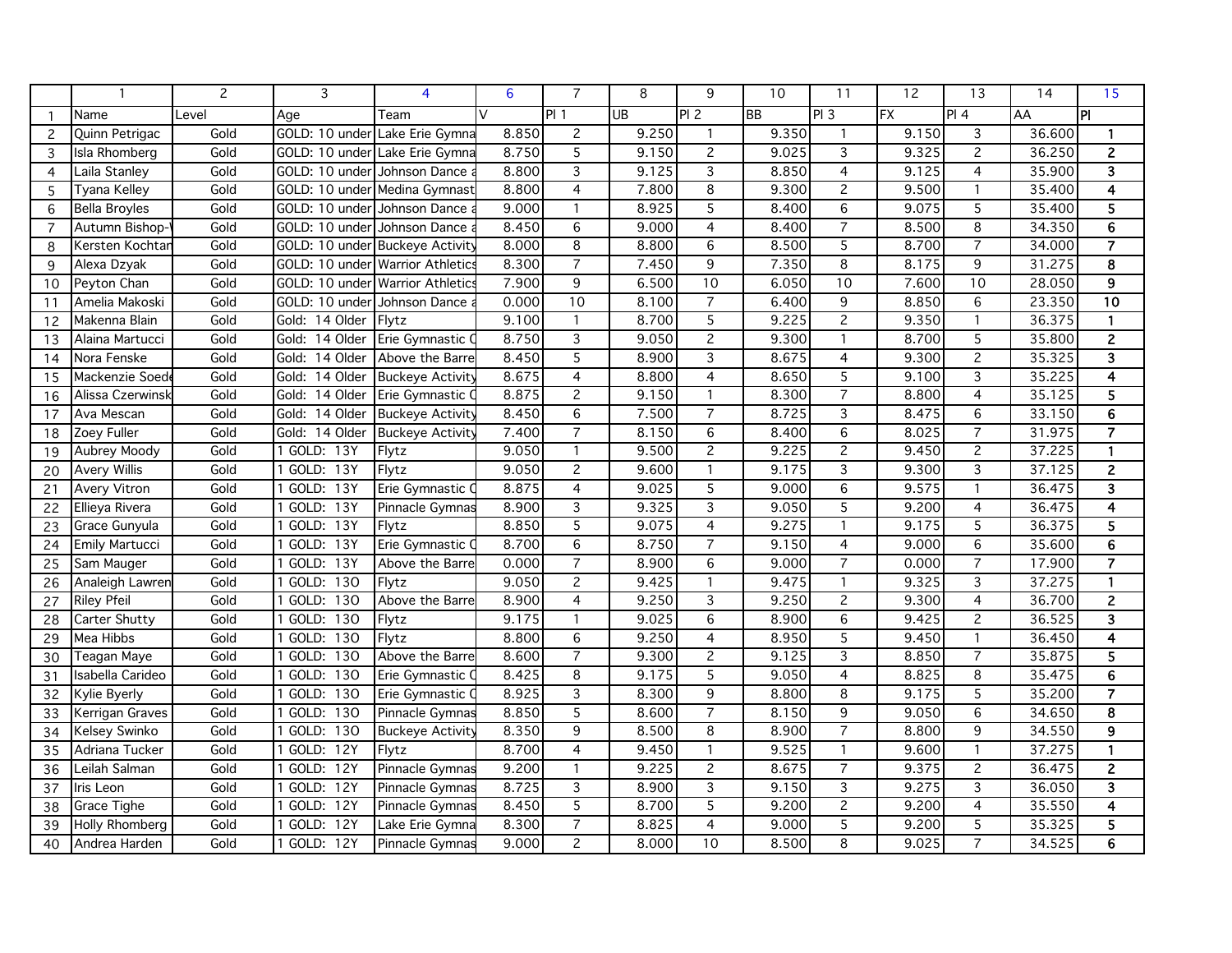| | 1 | 2 | 3 | 4 | 6 | 7 | 8 | 9 | 10 | 11 | 12 | 13 | 14 | 15 |
|---|---|---|---|---|---|---|---|---|---|---|---|---|---|---|
| 1 | Name | Level | Age | Team | V | Pl 1 | UB | Pl 2 | BB | Pl 3 | FX | Pl 4 | AA | Pl |
| 2 | Quinn Petrigac | Gold | GOLD: 10 under | Lake Erie Gymna | 8.850 | 2 | 9.250 | 1 | 9.350 | 1 | 9.150 | 3 | 36.600 | **1** |
| 3 | Isla Rhomberg | Gold | GOLD: 10 under | Lake Erie Gymna | 8.750 | 5 | 9.150 | 2 | 9.025 | 3 | 9.325 | 2 | 36.250 | **2** |
| 4 | Laila Stanley | Gold | GOLD: 10 under | Johnson Dance a | 8.800 | 3 | 9.125 | 3 | 8.850 | 4 | 9.125 | 4 | 35.900 | **3** |
| 5 | Tyana Kelley | Gold | GOLD: 10 under | Medina Gymnast | 8.800 | 4 | 7.800 | 8 | 9.300 | 2 | 9.500 | 1 | 35.400 | **4** |
| 6 | Bella Broyles | Gold | GOLD: 10 under | Johnson Dance a | 9.000 | 1 | 8.925 | 5 | 8.400 | 6 | 9.075 | 5 | 35.400 | **5** |
| 7 | Autumn Bishop-\ | Gold | GOLD: 10 under | Johnson Dance a | 8.450 | 6 | 9.000 | 4 | 8.400 | 7 | 8.500 | 8 | 34.350 | **6** |
| 8 | Kersten Kochtan | Gold | GOLD: 10 under | Buckeye Activity | 8.000 | 8 | 8.800 | 6 | 8.500 | 5 | 8.700 | 7 | 34.000 | **7** |
| 9 | Alexa Dzyak | Gold | GOLD: 10 under | Warrior Athletics | 8.300 | 7 | 7.450 | 9 | 7.350 | 8 | 8.175 | 9 | 31.275 | **8** |
| 10 | Peyton Chan | Gold | GOLD: 10 under | Warrior Athletics | 7.900 | 9 | 6.500 | 10 | 6.050 | 10 | 7.600 | 10 | 28.050 | **9** |
| 11 | Amelia Makoski | Gold | GOLD: 10 under | Johnson Dance a | 0.000 | 10 | 8.100 | 7 | 6.400 | 9 | 8.850 | 6 | 23.350 | **10** |
| 12 | Makenna Blain | Gold | Gold: 14 Older | Flytz | 9.100 | 1 | 8.700 | 5 | 9.225 | 2 | 9.350 | 1 | 36.375 | **1** |
| 13 | Alaina Martucci | Gold | Gold: 14 Older | Erie Gymnastic C | 8.750 | 3 | 9.050 | 2 | 9.300 | 1 | 8.700 | 5 | 35.800 | **2** |
| 14 | Nora Fenske | Gold | Gold: 14 Older | Above the Barre | 8.450 | 5 | 8.900 | 3 | 8.675 | 4 | 9.300 | 2 | 35.325 | **3** |
| 15 | Mackenzie Soede | Gold | Gold: 14 Older | Buckeye Activity | 8.675 | 4 | 8.800 | 4 | 8.650 | 5 | 9.100 | 3 | 35.225 | **4** |
| 16 | Alissa Czerwinsk | Gold | Gold: 14 Older | Erie Gymnastic C | 8.875 | 2 | 9.150 | 1 | 8.300 | 7 | 8.800 | 4 | 35.125 | **5** |
| 17 | Ava Mescan | Gold | Gold: 14 Older | Buckeye Activity | 8.450 | 6 | 7.500 | 7 | 8.725 | 3 | 8.475 | 6 | 33.150 | **6** |
| 18 | Zoey Fuller | Gold | Gold: 14 Older | Buckeye Activity | 7.400 | 7 | 8.150 | 6 | 8.400 | 6 | 8.025 | 7 | 31.975 | **7** |
| 19 | Aubrey Moody | Gold | 1 GOLD: 13Y | Flytz | 9.050 | 1 | 9.500 | 2 | 9.225 | 2 | 9.450 | 2 | 37.225 | **1** |
| 20 | Avery Willis | Gold | 1 GOLD: 13Y | Flytz | 9.050 | 2 | 9.600 | 1 | 9.175 | 3 | 9.300 | 3 | 37.125 | **2** |
| 21 | Avery Vitron | Gold | 1 GOLD: 13Y | Erie Gymnastic C | 8.875 | 4 | 9.025 | 5 | 9.000 | 6 | 9.575 | 1 | 36.475 | **3** |
| 22 | Ellieya Rivera | Gold | 1 GOLD: 13Y | Pinnacle Gymnas | 8.900 | 3 | 9.325 | 3 | 9.050 | 5 | 9.200 | 4 | 36.475 | **4** |
| 23 | Grace Gunyula | Gold | 1 GOLD: 13Y | Flytz | 8.850 | 5 | 9.075 | 4 | 9.275 | 1 | 9.175 | 5 | 36.375 | **5** |
| 24 | Emily Martucci | Gold | 1 GOLD: 13Y | Erie Gymnastic C | 8.700 | 6 | 8.750 | 7 | 9.150 | 4 | 9.000 | 6 | 35.600 | **6** |
| 25 | Sam Mauger | Gold | 1 GOLD: 13Y | Above the Barre | 0.000 | 7 | 8.900 | 6 | 9.000 | 7 | 0.000 | 7 | 17.900 | **7** |
| 26 | Analeigh Lawren | Gold | 1 GOLD: 13O | Flytz | 9.050 | 2 | 9.425 | 1 | 9.475 | 1 | 9.325 | 3 | 37.275 | **1** |
| 27 | Riley Pfeil | Gold | 1 GOLD: 13O | Above the Barre | 8.900 | 4 | 9.250 | 3 | 9.250 | 2 | 9.300 | 4 | 36.700 | **2** |
| 28 | Carter Shutty | Gold | 1 GOLD: 13O | Flytz | 9.175 | 1 | 9.025 | 6 | 8.900 | 6 | 9.425 | 2 | 36.525 | **3** |
| 29 | Mea Hibbs | Gold | 1 GOLD: 13O | Flytz | 8.800 | 6 | 9.250 | 4 | 8.950 | 5 | 9.450 | 1 | 36.450 | **4** |
| 30 | Teagan Maye | Gold | 1 GOLD: 13O | Above the Barre | 8.600 | 7 | 9.300 | 2 | 9.125 | 3 | 8.850 | 7 | 35.875 | **5** |
| 31 | Isabella Carideo | Gold | 1 GOLD: 13O | Erie Gymnastic C | 8.425 | 8 | 9.175 | 5 | 9.050 | 4 | 8.825 | 8 | 35.475 | **6** |
| 32 | Kylie Byerly | Gold | 1 GOLD: 13O | Erie Gymnastic C | 8.925 | 3 | 8.300 | 9 | 8.800 | 8 | 9.175 | 5 | 35.200 | **7** |
| 33 | Kerrigan Graves | Gold | 1 GOLD: 13O | Pinnacle Gymnas | 8.850 | 5 | 8.600 | 7 | 8.150 | 9 | 9.050 | 6 | 34.650 | **8** |
| 34 | Kelsey Swinko | Gold | 1 GOLD: 13O | Buckeye Activity | 8.350 | 9 | 8.500 | 8 | 8.900 | 7 | 8.800 | 9 | 34.550 | **9** |
| 35 | Adriana Tucker | Gold | 1 GOLD: 12Y | Flytz | 8.700 | 4 | 9.450 | 1 | 9.525 | 1 | 9.600 | 1 | 37.275 | **1** |
| 36 | Leilah Salman | Gold | 1 GOLD: 12Y | Pinnacle Gymnas | 9.200 | 1 | 9.225 | 2 | 8.675 | 7 | 9.375 | 2 | 36.475 | **2** |
| 37 | Iris Leon | Gold | 1 GOLD: 12Y | Pinnacle Gymnas | 8.725 | 3 | 8.900 | 3 | 9.150 | 3 | 9.275 | 3 | 36.050 | **3** |
| 38 | Grace Tighe | Gold | 1 GOLD: 12Y | Pinnacle Gymnas | 8.450 | 5 | 8.700 | 5 | 9.200 | 2 | 9.200 | 4 | 35.550 | **4** |
| 39 | Holly Rhomberg | Gold | 1 GOLD: 12Y | Lake Erie Gymna | 8.300 | 7 | 8.825 | 4 | 9.000 | 5 | 9.200 | 5 | 35.325 | **5** |
| 40 | Andrea Harden | Gold | 1 GOLD: 12Y | Pinnacle Gymnas | 9.000 | 2 | 8.000 | 10 | 8.500 | 8 | 9.025 | 7 | 34.525 | **6** |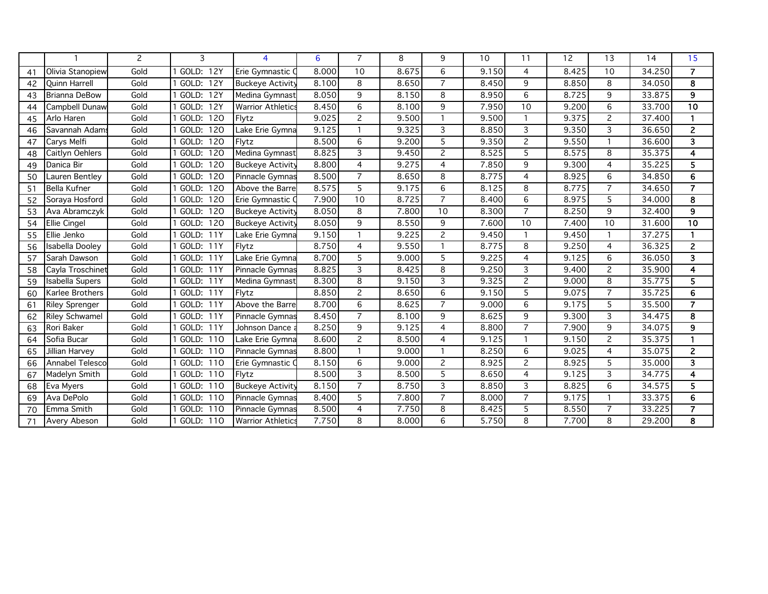| | 1 | 2 | 3 | 4 | 6 | 7 | 8 | 9 | 10 | 11 | 12 | 13 | 14 | 15 |
|---|---|---|---|---|---|---|---|---|---|---|---|---|---|---|
| 41 | Olivia Stanopiew | Gold | 1 GOLD: 12Y | Erie Gymnastic C | 8.000 | 10 | 8.675 | 6 | 9.150 | 4 | 8.425 | 10 | 34.250 | **7** |
| 42 | Quinn Harrell | Gold | 1 GOLD: 12Y | Buckeye Activity | 8.100 | 8 | 8.650 | 7 | 8.450 | 9 | 8.850 | 8 | 34.050 | **8** |
| 43 | Brianna DeBow | Gold | 1 GOLD: 12Y | Medina Gymnast | 8.050 | 9 | 8.150 | 8 | 8.950 | 6 | 8.725 | 9 | 33.875 | **9** |
| 44 | Campbell Dunaw | Gold | 1 GOLD: 12Y | Warrior Athletics | 8.450 | 6 | 8.100 | 9 | 7.950 | 10 | 9.200 | 6 | 33.700 | **10** |
| 45 | Arlo Haren | Gold | 1 GOLD: 12O | Flytz | 9.025 | 2 | 9.500 | 1 | 9.500 | 1 | 9.375 | 2 | 37.400 | **1** |
| 46 | Savannah Adams | Gold | 1 GOLD: 12O | Lake Erie Gymna | 9.125 | 1 | 9.325 | 3 | 8.850 | 3 | 9.350 | 3 | 36.650 | **2** |
| 47 | Carys Melfi | Gold | 1 GOLD: 12O | Flytz | 8.500 | 6 | 9.200 | 5 | 9.350 | 2 | 9.550 | 1 | 36.600 | **3** |
| 48 | Caitlyn Oehlers | Gold | 1 GOLD: 12O | Medina Gymnast | 8.825 | 3 | 9.450 | 2 | 8.525 | 5 | 8.575 | 8 | 35.375 | **4** |
| 49 | Danica Bir | Gold | 1 GOLD: 12O | Buckeye Activity | 8.800 | 4 | 9.275 | 4 | 7.850 | 9 | 9.300 | 4 | 35.225 | **5** |
| 50 | Lauren Bentley | Gold | 1 GOLD: 12O | Pinnacle Gymnas | 8.500 | 7 | 8.650 | 8 | 8.775 | 4 | 8.925 | 6 | 34.850 | **6** |
| 51 | Bella Kufner | Gold | 1 GOLD: 12O | Above the Barre | 8.575 | 5 | 9.175 | 6 | 8.125 | 8 | 8.775 | 7 | 34.650 | **7** |
| 52 | Soraya Hosford | Gold | 1 GOLD: 12O | Erie Gymnastic C | 7.900 | 10 | 8.725 | 7 | 8.400 | 6 | 8.975 | 5 | 34.000 | **8** |
| 53 | Ava Abramczyk | Gold | 1 GOLD: 12O | Buckeye Activity | 8.050 | 8 | 7.800 | 10 | 8.300 | 7 | 8.250 | 9 | 32.400 | **9** |
| 54 | Ellie Cingel | Gold | 1 GOLD: 12O | Buckeye Activity | 8.050 | 9 | 8.550 | 9 | 7.600 | 10 | 7.400 | 10 | 31.600 | **10** |
| 55 | Ellie Jenko | Gold | 1 GOLD: 11Y | Lake Erie Gymna | 9.150 | 1 | 9.225 | 2 | 9.450 | 1 | 9.450 | 1 | 37.275 | **1** |
| 56 | Isabella Dooley | Gold | 1 GOLD: 11Y | Flytz | 8.750 | 4 | 9.550 | 1 | 8.775 | 8 | 9.250 | 4 | 36.325 | **2** |
| 57 | Sarah Dawson | Gold | 1 GOLD: 11Y | Lake Erie Gymna | 8.700 | 5 | 9.000 | 5 | 9.225 | 4 | 9.125 | 6 | 36.050 | **3** |
| 58 | Cayla Troschinet | Gold | 1 GOLD: 11Y | Pinnacle Gymnas | 8.825 | 3 | 8.425 | 8 | 9.250 | 3 | 9.400 | 2 | 35.900 | **4** |
| 59 | Isabella Supers | Gold | 1 GOLD: 11Y | Medina Gymnast | 8.300 | 8 | 9.150 | 3 | 9.325 | 2 | 9.000 | 8 | 35.775 | **5** |
| 60 | Karlee Brothers | Gold | 1 GOLD: 11Y | Flytz | 8.850 | 2 | 8.650 | 6 | 9.150 | 5 | 9.075 | 7 | 35.725 | **6** |
| 61 | Riley Sprenger | Gold | 1 GOLD: 11Y | Above the Barre | 8.700 | 6 | 8.625 | 7 | 9.000 | 6 | 9.175 | 5 | 35.500 | **7** |
| 62 | Riley Schwamel | Gold | 1 GOLD: 11Y | Pinnacle Gymnas | 8.450 | 7 | 8.100 | 9 | 8.625 | 9 | 9.300 | 3 | 34.475 | **8** |
| 63 | Rori Baker | Gold | 1 GOLD: 11Y | Johnson Dance a | 8.250 | 9 | 9.125 | 4 | 8.800 | 7 | 7.900 | 9 | 34.075 | **9** |
| 64 | Sofia Bucar | Gold | 1 GOLD: 11O | Lake Erie Gymna | 8.600 | 2 | 8.500 | 4 | 9.125 | 1 | 9.150 | 2 | 35.375 | **1** |
| 65 | Jillian Harvey | Gold | 1 GOLD: 11O | Pinnacle Gymnas | 8.800 | 1 | 9.000 | 1 | 8.250 | 6 | 9.025 | 4 | 35.075 | **2** |
| 66 | Annabel Telesco | Gold | 1 GOLD: 11O | Erie Gymnastic C | 8.150 | 6 | 9.000 | 2 | 8.925 | 2 | 8.925 | 5 | 35.000 | **3** |
| 67 | Madelyn Smith | Gold | 1 GOLD: 11O | Flytz | 8.500 | 3 | 8.500 | 5 | 8.650 | 4 | 9.125 | 3 | 34.775 | **4** |
| 68 | Eva Myers | Gold | 1 GOLD: 11O | Buckeye Activity | 8.150 | 7 | 8.750 | 3 | 8.850 | 3 | 8.825 | 6 | 34.575 | **5** |
| 69 | Ava DePolo | Gold | 1 GOLD: 11O | Pinnacle Gymnas | 8.400 | 5 | 7.800 | 7 | 8.000 | 7 | 9.175 | 1 | 33.375 | **6** |
| 70 | Emma Smith | Gold | 1 GOLD: 11O | Pinnacle Gymnas | 8.500 | 4 | 7.750 | 8 | 8.425 | 5 | 8.550 | 7 | 33.225 | **7** |
| 71 | Avery Abeson | Gold | 1 GOLD: 11O | Warrior Athletics | 7.750 | 8 | 8.000 | 6 | 5.750 | 8 | 7.700 | 8 | 29.200 | **8** |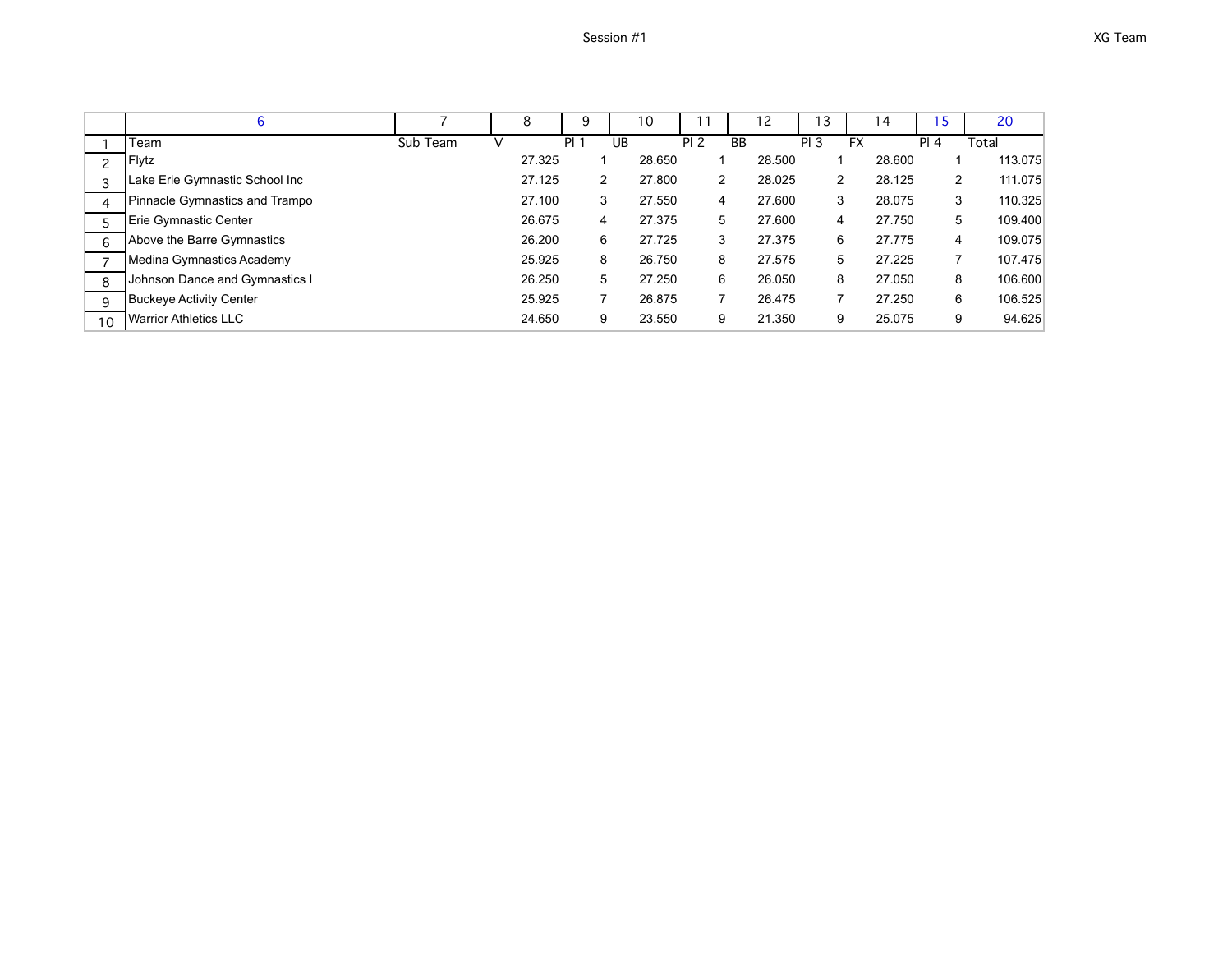Session #1

XG Team

| | 6 | 7 | 8 | 9 | 10 | 11 | 12 | 13 | 14 | 15 | 20 |
|---|---|---|---|---|---|---|---|---|---|---|---|
| 1 | Team | Sub Team | V | Pl 1 | UB | Pl 2 | BB | Pl 3 | FX | Pl 4 | Total |
| 2 | Flytz | | 27.325 | 1 | 28.650 | 1 | 28.500 | 1 | 28.600 | 1 | 113.075 |
| 3 | Lake Erie Gymnastic School Inc | | 27.125 | 2 | 27.800 | 2 | 28.025 | 2 | 28.125 | 2 | 111.075 |
| 4 | Pinnacle Gymnastics and Trampo | | 27.100 | 3 | 27.550 | 4 | 27.600 | 3 | 28.075 | 3 | 110.325 |
| 5 | Erie Gymnastic Center | | 26.675 | 4 | 27.375 | 5 | 27.600 | 4 | 27.750 | 5 | 109.400 |
| 6 | Above the Barre Gymnastics | | 26.200 | 6 | 27.725 | 3 | 27.375 | 6 | 27.775 | 4 | 109.075 |
| 7 | Medina Gymnastics Academy | | 25.925 | 8 | 26.750 | 8 | 27.575 | 5 | 27.225 | 7 | 107.475 |
| 8 | Johnson Dance and Gymnastics I | | 26.250 | 5 | 27.250 | 6 | 26.050 | 8 | 27.050 | 8 | 106.600 |
| 9 | Buckeye Activity Center | | 25.925 | 7 | 26.875 | 7 | 26.475 | 7 | 27.250 | 6 | 106.525 |
| 10 | Warrior Athletics LLC | | 24.650 | 9 | 23.550 | 9 | 21.350 | 9 | 25.075 | 9 | 94.625 |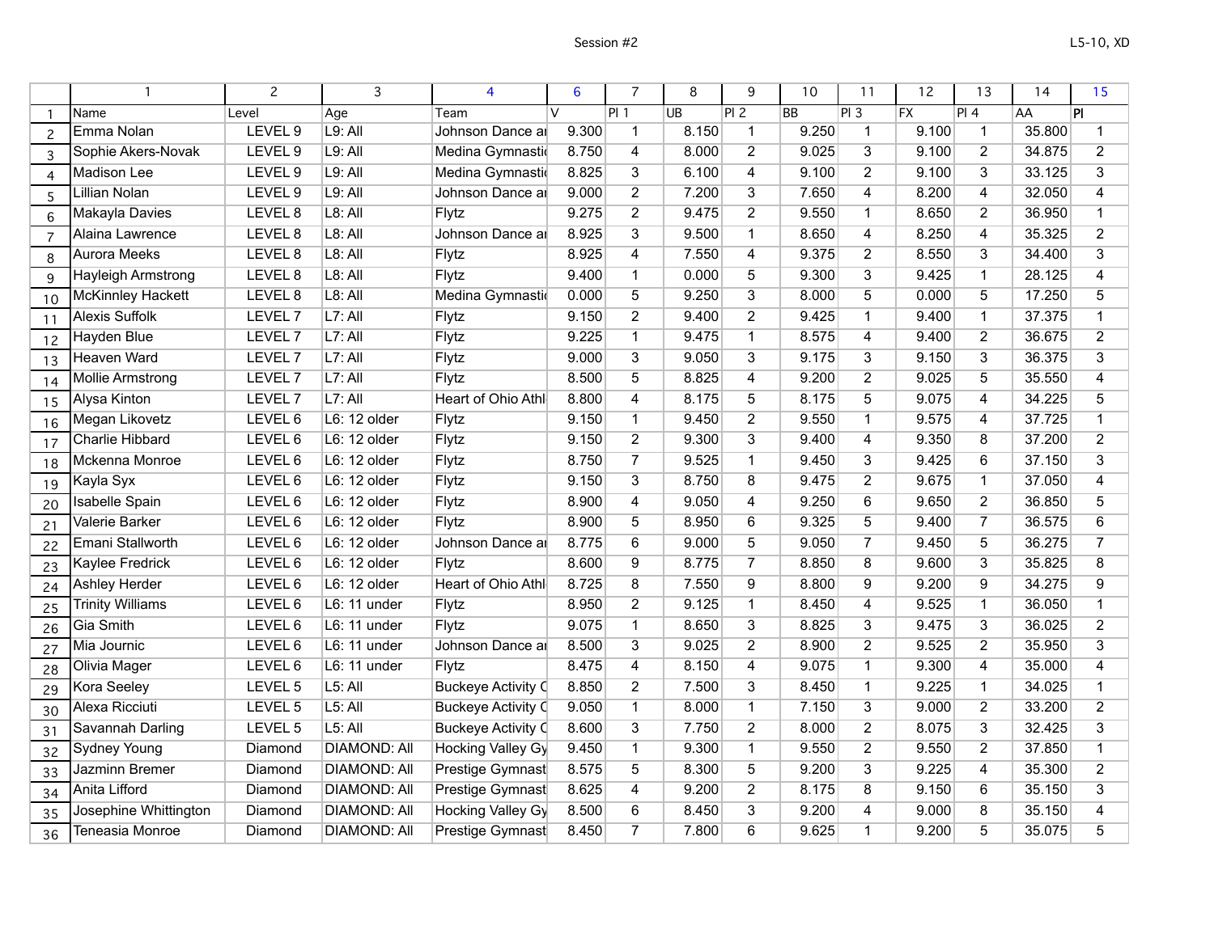Session #2

L5-10, XD

| | 1 | 2 | 3 | 4 | 6 | 7 | 8 | 9 | 10 | 11 | 12 | 13 | 14 | 15 |
|---|---|---|---|---|---|---|---|---|---|---|---|---|---|---|
| 1 | Name | Level | Age | Team | V | Pl 1 | UB | Pl 2 | BB | Pl 3 | FX | Pl 4 | AA | Pl |
| 2 | Emma Nolan | LEVEL 9 | L9: All | Johnson Dance ar | 9.300 | 1 | 8.150 | 1 | 9.250 | 1 | 9.100 | 1 | 35.800 | 1 |
| 3 | Sophie Akers-Novak | LEVEL 9 | L9: All | Medina Gymnasti | 8.750 | 4 | 8.000 | 2 | 9.025 | 3 | 9.100 | 2 | 34.875 | 2 |
| 4 | Madison Lee | LEVEL 9 | L9: All | Medina Gymnasti | 8.825 | 3 | 6.100 | 4 | 9.100 | 2 | 9.100 | 3 | 33.125 | 3 |
| 5 | Lillian Nolan | LEVEL 9 | L9: All | Johnson Dance ar | 9.000 | 2 | 7.200 | 3 | 7.650 | 4 | 8.200 | 4 | 32.050 | 4 |
| 6 | Makayla Davies | LEVEL 8 | L8: All | Flytz | 9.275 | 2 | 9.475 | 2 | 9.550 | 1 | 8.650 | 2 | 36.950 | 1 |
| 7 | Alaina Lawrence | LEVEL 8 | L8: All | Johnson Dance ar | 8.925 | 3 | 9.500 | 1 | 8.650 | 4 | 8.250 | 4 | 35.325 | 2 |
| 8 | Aurora Meeks | LEVEL 8 | L8: All | Flytz | 8.925 | 4 | 7.550 | 4 | 9.375 | 2 | 8.550 | 3 | 34.400 | 3 |
| 9 | Hayleigh Armstrong | LEVEL 8 | L8: All | Flytz | 9.400 | 1 | 0.000 | 5 | 9.300 | 3 | 9.425 | 1 | 28.125 | 4 |
| 10 | McKinnley Hackett | LEVEL 8 | L8: All | Medina Gymnasti | 0.000 | 5 | 9.250 | 3 | 8.000 | 5 | 0.000 | 5 | 17.250 | 5 |
| 11 | Alexis Suffolk | LEVEL 7 | L7: All | Flytz | 9.150 | 2 | 9.400 | 2 | 9.425 | 1 | 9.400 | 1 | 37.375 | 1 |
| 12 | Hayden Blue | LEVEL 7 | L7: All | Flytz | 9.225 | 1 | 9.475 | 1 | 8.575 | 4 | 9.400 | 2 | 36.675 | 2 |
| 13 | Heaven Ward | LEVEL 7 | L7: All | Flytz | 9.000 | 3 | 9.050 | 3 | 9.175 | 3 | 9.150 | 3 | 36.375 | 3 |
| 14 | Mollie Armstrong | LEVEL 7 | L7: All | Flytz | 8.500 | 5 | 8.825 | 4 | 9.200 | 2 | 9.025 | 5 | 35.550 | 4 |
| 15 | Alysa Kinton | LEVEL 7 | L7: All | Heart of Ohio Athl | 8.800 | 4 | 8.175 | 5 | 8.175 | 5 | 9.075 | 4 | 34.225 | 5 |
| 16 | Megan Likovetz | LEVEL 6 | L6: 12 older | Flytz | 9.150 | 1 | 9.450 | 2 | 9.550 | 1 | 9.575 | 4 | 37.725 | 1 |
| 17 | Charlie Hibbard | LEVEL 6 | L6: 12 older | Flytz | 9.150 | 2 | 9.300 | 3 | 9.400 | 4 | 9.350 | 8 | 37.200 | 2 |
| 18 | Mckenna Monroe | LEVEL 6 | L6: 12 older | Flytz | 8.750 | 7 | 9.525 | 1 | 9.450 | 3 | 9.425 | 6 | 37.150 | 3 |
| 19 | Kayla Syx | LEVEL 6 | L6: 12 older | Flytz | 9.150 | 3 | 8.750 | 8 | 9.475 | 2 | 9.675 | 1 | 37.050 | 4 |
| 20 | Isabelle Spain | LEVEL 6 | L6: 12 older | Flytz | 8.900 | 4 | 9.050 | 4 | 9.250 | 6 | 9.650 | 2 | 36.850 | 5 |
| 21 | Valerie Barker | LEVEL 6 | L6: 12 older | Flytz | 8.900 | 5 | 8.950 | 6 | 9.325 | 5 | 9.400 | 7 | 36.575 | 6 |
| 22 | Emani Stallworth | LEVEL 6 | L6: 12 older | Johnson Dance ar | 8.775 | 6 | 9.000 | 5 | 9.050 | 7 | 9.450 | 5 | 36.275 | 7 |
| 23 | Kaylee Fredrick | LEVEL 6 | L6: 12 older | Flytz | 8.600 | 9 | 8.775 | 7 | 8.850 | 8 | 9.600 | 3 | 35.825 | 8 |
| 24 | Ashley Herder | LEVEL 6 | L6: 12 older | Heart of Ohio Athl | 8.725 | 8 | 7.550 | 9 | 8.800 | 9 | 9.200 | 9 | 34.275 | 9 |
| 25 | Trinity Williams | LEVEL 6 | L6: 11 under | Flytz | 8.950 | 2 | 9.125 | 1 | 8.450 | 4 | 9.525 | 1 | 36.050 | 1 |
| 26 | Gia Smith | LEVEL 6 | L6: 11 under | Flytz | 9.075 | 1 | 8.650 | 3 | 8.825 | 3 | 9.475 | 3 | 36.025 | 2 |
| 27 | Mia Journic | LEVEL 6 | L6: 11 under | Johnson Dance ar | 8.500 | 3 | 9.025 | 2 | 8.900 | 2 | 9.525 | 2 | 35.950 | 3 |
| 28 | Olivia Mager | LEVEL 6 | L6: 11 under | Flytz | 8.475 | 4 | 8.150 | 4 | 9.075 | 1 | 9.300 | 4 | 35.000 | 4 |
| 29 | Kora Seeley | LEVEL 5 | L5: All | Buckeye Activity C | 8.850 | 2 | 7.500 | 3 | 8.450 | 1 | 9.225 | 1 | 34.025 | 1 |
| 30 | Alexa Ricciuti | LEVEL 5 | L5: All | Buckeye Activity C | 9.050 | 1 | 8.000 | 1 | 7.150 | 3 | 9.000 | 2 | 33.200 | 2 |
| 31 | Savannah Darling | LEVEL 5 | L5: All | Buckeye Activity C | 8.600 | 3 | 7.750 | 2 | 8.000 | 2 | 8.075 | 3 | 32.425 | 3 |
| 32 | Sydney Young | Diamond | DIAMOND: All | Hocking Valley Gy | 9.450 | 1 | 9.300 | 1 | 9.550 | 2 | 9.550 | 2 | 37.850 | 1 |
| 33 | Jazminn Bremer | Diamond | DIAMOND: All | Prestige Gymnast | 8.575 | 5 | 8.300 | 5 | 9.200 | 3 | 9.225 | 4 | 35.300 | 2 |
| 34 | Anita Lifford | Diamond | DIAMOND: All | Prestige Gymnast | 8.625 | 4 | 9.200 | 2 | 8.175 | 8 | 9.150 | 6 | 35.150 | 3 |
| 35 | Josephine Whittington | Diamond | DIAMOND: All | Hocking Valley Gy | 8.500 | 6 | 8.450 | 3 | 9.200 | 4 | 9.000 | 8 | 35.150 | 4 |
| 36 | Teneasia Monroe | Diamond | DIAMOND: All | Prestige Gymnast | 8.450 | 7 | 7.800 | 6 | 9.625 | 1 | 9.200 | 5 | 35.075 | 5 |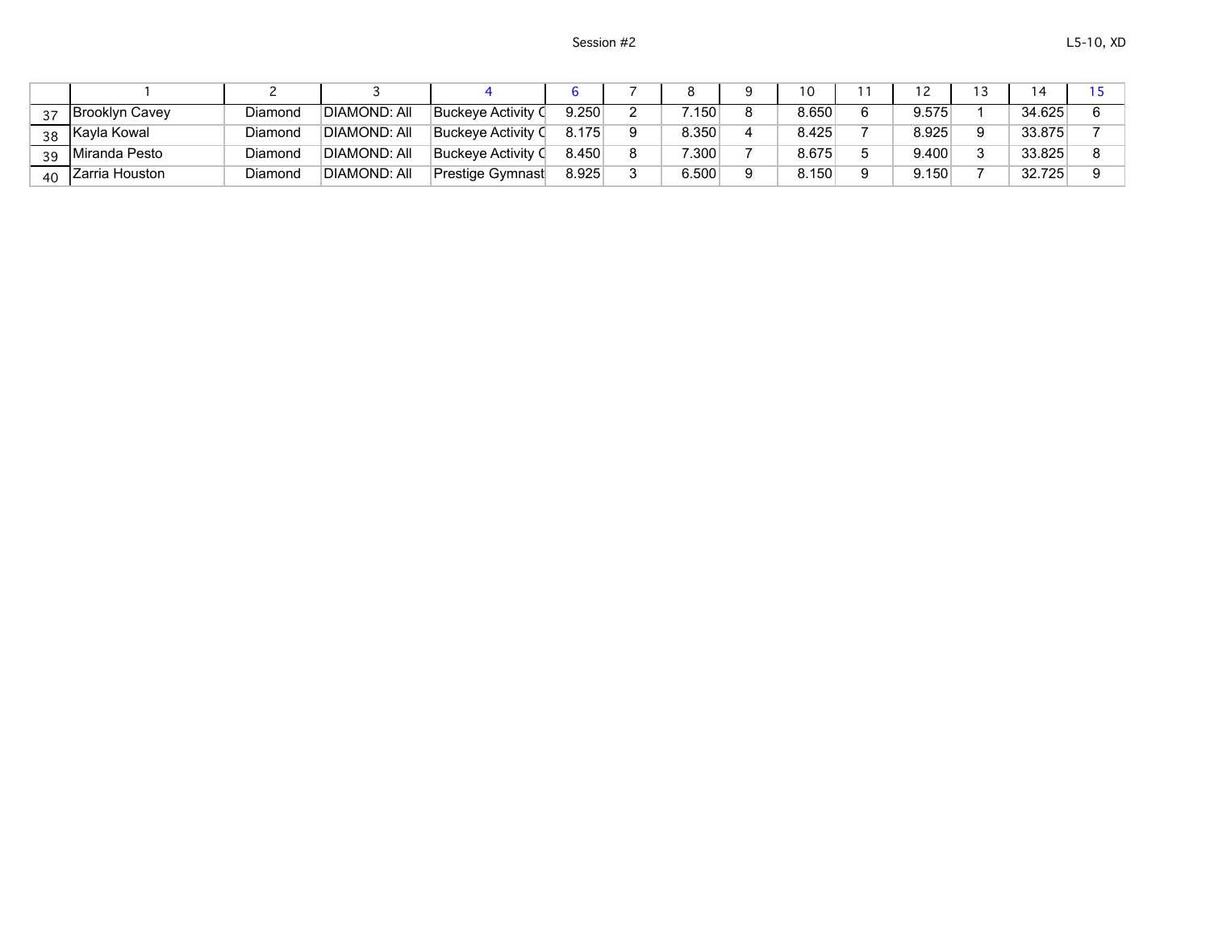| | 1 | 2 | 3 | 4 | 6 | 7 | 8 | 9 | 10 | 11 | 12 | 13 | 14 | 15 |
|---|---|---|---|---|---|---|---|---|---|---|---|---|---|---|
| 37 | Brooklyn Cavey | Diamond | DIAMOND: All | Buckeye Activity C | 9.250 | 2 | 7.150 | 8 | 8.650 | 6 | 9.575 | 1 | 34.625 | 6 |
| 38 | Kayla Kowal | Diamond | DIAMOND: All | Buckeye Activity C | 8.175 | 9 | 8.350 | 4 | 8.425 | 7 | 8.925 | 9 | 33.875 | 7 |
| 39 | Miranda Pesto | Diamond | DIAMOND: All | Buckeye Activity C | 8.450 | 8 | 7.300 | 7 | 8.675 | 5 | 9.400 | 3 | 33.825 | 8 |
| 40 | Zarria Houston | Diamond | DIAMOND: All | Prestige Gymnast | 8.925 | 3 | 6.500 | 9 | 8.150 | 9 | 9.150 | 7 | 32.725 | 9 |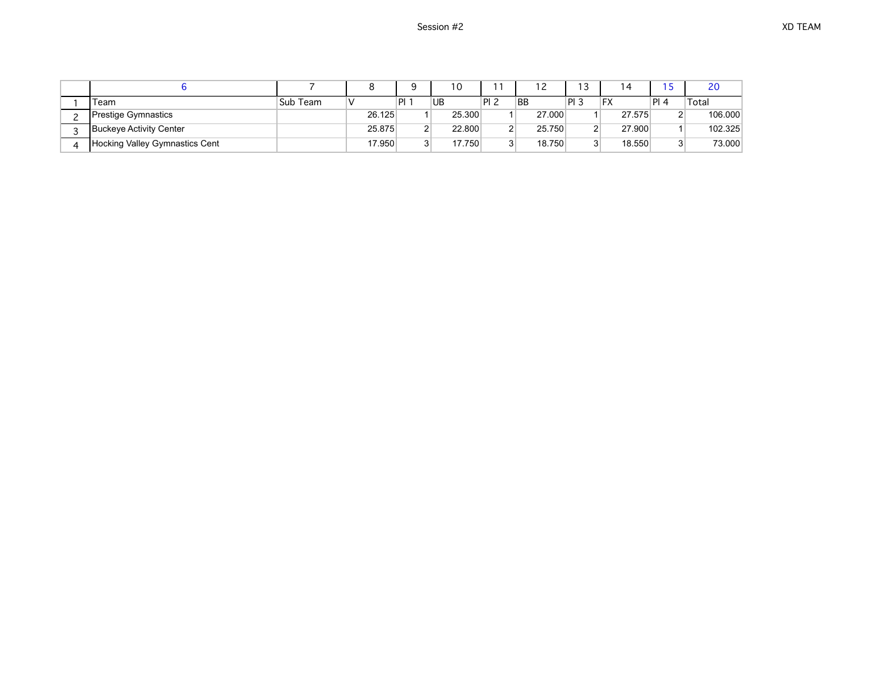Session #2

XD TEAM

| | 6 | 7 | 8 | 9 | 10 | 11 | 12 | 13 | 14 | 15 | 20 |
|---|---|---|---|---|---|---|---|---|---|---|---|
| 1 | Team | Sub Team | V | Pl 1 | UB | Pl 2 | BB | Pl 3 | FX | Pl 4 | Total |
| 2 | Prestige Gymnastics | | 26.125 | 1 | 25.300 | 1 | 27.000 | 1 | 27.575 | 2 | 106.000 |
| 3 | Buckeye Activity Center | | 25.875 | 2 | 22.800 | 2 | 25.750 | 2 | 27.900 | 1 | 102.325 |
| 4 | Hocking Valley Gymnastics Cent | | 17.950 | 3 | 17.750 | 3 | 18.750 | 3 | 18.550 | 3 | 73.000 |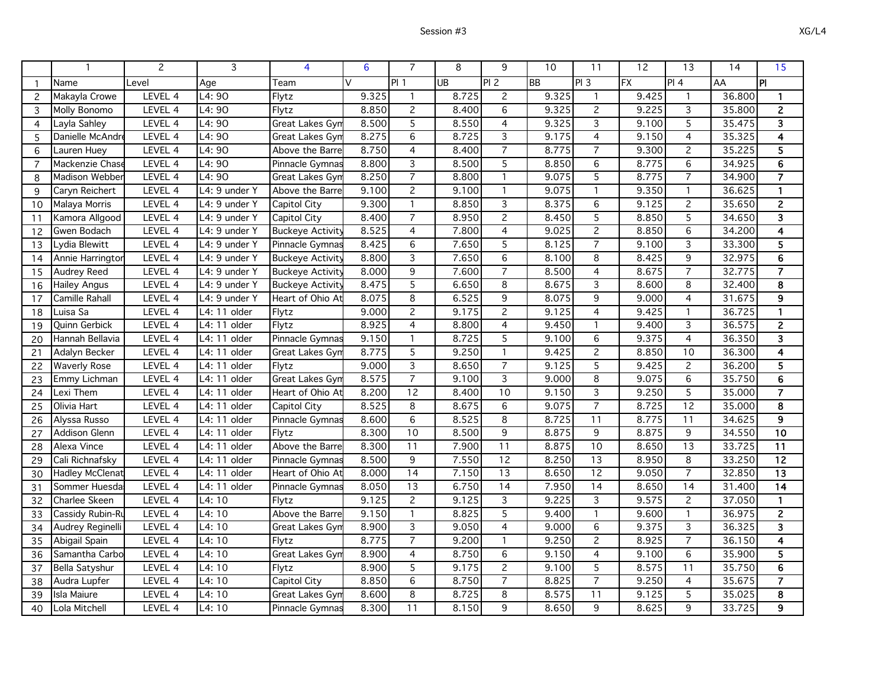Session #3

XG/L4

| | 1 | 2 | 3 | 4 | 6 | 7 | 8 | 9 | 10 | 11 | 12 | 13 | 14 | 15 |
|---|---|---|---|---|---|---|---|---|---|---|---|---|---|---|
| 1 | Name | Level | Age | Team | V | Pl 1 | UB | Pl 2 | BB | Pl 3 | FX | Pl 4 | AA | Pl |
| 2 | Makayla Crowe | LEVEL 4 | L4: 9O | Flytz | 9.325 | 1 | 8.725 | 2 | 9.325 | 1 | 9.425 | 1 | 36.800 | 1 |
| 3 | Molly Bonomo | LEVEL 4 | L4: 9O | Flytz | 8.850 | 2 | 8.400 | 6 | 9.325 | 2 | 9.225 | 3 | 35.800 | 2 |
| 4 | Layla Sahley | LEVEL 4 | L4: 9O | Great Lakes Gym | 8.500 | 5 | 8.550 | 4 | 9.325 | 3 | 9.100 | 5 | 35.475 | 3 |
| 5 | Danielle McAndre | LEVEL 4 | L4: 9O | Great Lakes Gym | 8.275 | 6 | 8.725 | 3 | 9.175 | 4 | 9.150 | 4 | 35.325 | 4 |
| 6 | Lauren Huey | LEVEL 4 | L4: 9O | Above the Barre | 8.750 | 4 | 8.400 | 7 | 8.775 | 7 | 9.300 | 2 | 35.225 | 5 |
| 7 | Mackenzie Chase | LEVEL 4 | L4: 9O | Pinnacle Gymnas | 8.800 | 3 | 8.500 | 5 | 8.850 | 6 | 8.775 | 6 | 34.925 | 6 |
| 8 | Madison Webber | LEVEL 4 | L4: 9O | Great Lakes Gym | 8.250 | 7 | 8.800 | 1 | 9.075 | 5 | 8.775 | 7 | 34.900 | 7 |
| 9 | Caryn Reichert | LEVEL 4 | L4: 9 under Y | Above the Barre | 9.100 | 2 | 9.100 | 1 | 9.075 | 1 | 9.350 | 1 | 36.625 | 1 |
| 10 | Malaya Morris | LEVEL 4 | L4: 9 under Y | Capitol City | 9.300 | 1 | 8.850 | 3 | 8.375 | 6 | 9.125 | 2 | 35.650 | 2 |
| 11 | Kamora Allgood | LEVEL 4 | L4: 9 under Y | Capitol City | 8.400 | 7 | 8.950 | 2 | 8.450 | 5 | 8.850 | 5 | 34.650 | 3 |
| 12 | Gwen Bodach | LEVEL 4 | L4: 9 under Y | Buckeye Activity | 8.525 | 4 | 7.800 | 4 | 9.025 | 2 | 8.850 | 6 | 34.200 | 4 |
| 13 | Lydia Blewitt | LEVEL 4 | L4: 9 under Y | Pinnacle Gymnas | 8.425 | 6 | 7.650 | 5 | 8.125 | 7 | 9.100 | 3 | 33.300 | 5 |
| 14 | Annie Harrington | LEVEL 4 | L4: 9 under Y | Buckeye Activity | 8.800 | 3 | 7.650 | 6 | 8.100 | 8 | 8.425 | 9 | 32.975 | 6 |
| 15 | Audrey Reed | LEVEL 4 | L4: 9 under Y | Buckeye Activity | 8.000 | 9 | 7.600 | 7 | 8.500 | 4 | 8.675 | 7 | 32.775 | 7 |
| 16 | Hailey Angus | LEVEL 4 | L4: 9 under Y | Buckeye Activity | 8.475 | 5 | 6.650 | 8 | 8.675 | 3 | 8.600 | 8 | 32.400 | 8 |
| 17 | Camille Rahall | LEVEL 4 | L4: 9 under Y | Heart of Ohio At | 8.075 | 8 | 6.525 | 9 | 8.075 | 9 | 9.000 | 4 | 31.675 | 9 |
| 18 | Luisa Sa | LEVEL 4 | L4: 11 older | Flytz | 9.000 | 2 | 9.175 | 2 | 9.125 | 4 | 9.425 | 1 | 36.725 | 1 |
| 19 | Quinn Gerbick | LEVEL 4 | L4: 11 older | Flytz | 8.925 | 4 | 8.800 | 4 | 9.450 | 1 | 9.400 | 3 | 36.575 | 2 |
| 20 | Hannah Bellavia | LEVEL 4 | L4: 11 older | Pinnacle Gymnas | 9.150 | 1 | 8.725 | 5 | 9.100 | 6 | 9.375 | 4 | 36.350 | 3 |
| 21 | Adalyn Becker | LEVEL 4 | L4: 11 older | Great Lakes Gym | 8.775 | 5 | 9.250 | 1 | 9.425 | 2 | 8.850 | 10 | 36.300 | 4 |
| 22 | Waverly Rose | LEVEL 4 | L4: 11 older | Flytz | 9.000 | 3 | 8.650 | 7 | 9.125 | 5 | 9.425 | 2 | 36.200 | 5 |
| 23 | Emmy Lichman | LEVEL 4 | L4: 11 older | Great Lakes Gym | 8.575 | 7 | 9.100 | 3 | 9.000 | 8 | 9.075 | 6 | 35.750 | 6 |
| 24 | Lexi Them | LEVEL 4 | L4: 11 older | Heart of Ohio At | 8.200 | 12 | 8.400 | 10 | 9.150 | 3 | 9.250 | 5 | 35.000 | 7 |
| 25 | Olivia Hart | LEVEL 4 | L4: 11 older | Capitol City | 8.525 | 8 | 8.675 | 6 | 9.075 | 7 | 8.725 | 12 | 35.000 | 8 |
| 26 | Alyssa Russo | LEVEL 4 | L4: 11 older | Pinnacle Gymnas | 8.600 | 6 | 8.525 | 8 | 8.725 | 11 | 8.775 | 11 | 34.625 | 9 |
| 27 | Addison Glenn | LEVEL 4 | L4: 11 older | Flytz | 8.300 | 10 | 8.500 | 9 | 8.875 | 9 | 8.875 | 9 | 34.550 | 10 |
| 28 | Alexa Vince | LEVEL 4 | L4: 11 older | Above the Barre | 8.300 | 11 | 7.900 | 11 | 8.875 | 10 | 8.650 | 13 | 33.725 | 11 |
| 29 | Cali Richnafsky | LEVEL 4 | L4: 11 older | Pinnacle Gymnas | 8.500 | 9 | 7.550 | 12 | 8.250 | 13 | 8.950 | 8 | 33.250 | 12 |
| 30 | Hadley McClenat | LEVEL 4 | L4: 11 older | Heart of Ohio At | 8.000 | 14 | 7.150 | 13 | 8.650 | 12 | 9.050 | 7 | 32.850 | 13 |
| 31 | Sommer Huesda | LEVEL 4 | L4: 11 older | Pinnacle Gymnas | 8.050 | 13 | 6.750 | 14 | 7.950 | 14 | 8.650 | 14 | 31.400 | 14 |
| 32 | Charlee Skeen | LEVEL 4 | L4: 10 | Flytz | 9.125 | 2 | 9.125 | 3 | 9.225 | 3 | 9.575 | 2 | 37.050 | 1 |
| 33 | Cassidy Rubin-Ru | LEVEL 4 | L4: 10 | Above the Barre | 9.150 | 1 | 8.825 | 5 | 9.400 | 1 | 9.600 | 1 | 36.975 | 2 |
| 34 | Audrey Reginelli | LEVEL 4 | L4: 10 | Great Lakes Gym | 8.900 | 3 | 9.050 | 4 | 9.000 | 6 | 9.375 | 3 | 36.325 | 3 |
| 35 | Abigail Spain | LEVEL 4 | L4: 10 | Flytz | 8.775 | 7 | 9.200 | 1 | 9.250 | 2 | 8.925 | 7 | 36.150 | 4 |
| 36 | Samantha Carbo | LEVEL 4 | L4: 10 | Great Lakes Gym | 8.900 | 4 | 8.750 | 6 | 9.150 | 4 | 9.100 | 6 | 35.900 | 5 |
| 37 | Bella Satyshur | LEVEL 4 | L4: 10 | Flytz | 8.900 | 5 | 9.175 | 2 | 9.100 | 5 | 8.575 | 11 | 35.750 | 6 |
| 38 | Audra Lupfer | LEVEL 4 | L4: 10 | Capitol City | 8.850 | 6 | 8.750 | 7 | 8.825 | 7 | 9.250 | 4 | 35.675 | 7 |
| 39 | Isla Maiure | LEVEL 4 | L4: 10 | Great Lakes Gym | 8.600 | 8 | 8.725 | 8 | 8.575 | 11 | 9.125 | 5 | 35.025 | 8 |
| 40 | Lola Mitchell | LEVEL 4 | L4: 10 | Pinnacle Gymnas | 8.300 | 11 | 8.150 | 9 | 8.650 | 9 | 8.625 | 9 | 33.725 | 9 |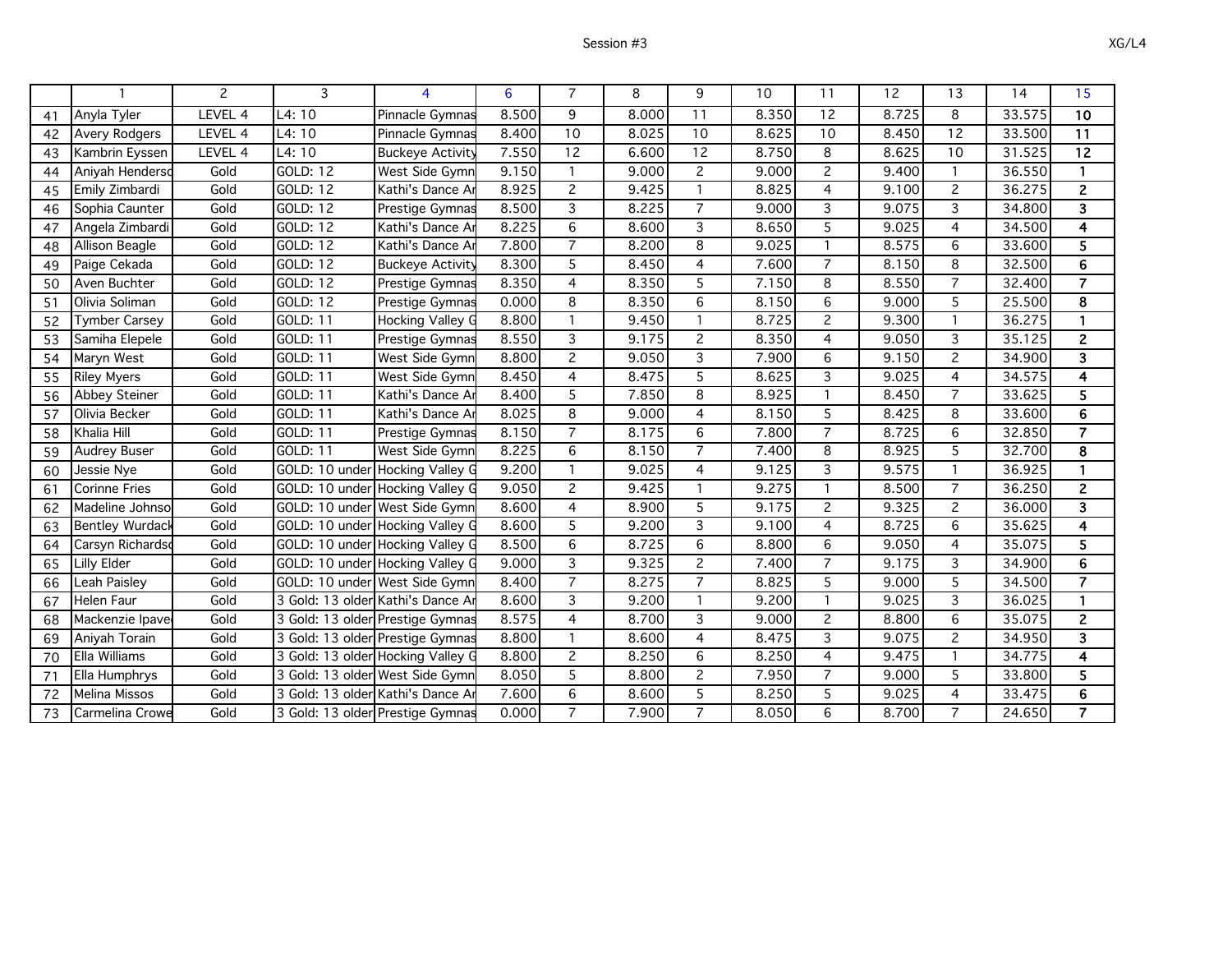Session #3

XG/L4

| | 1 | 2 | 3 | 4 | 6 | 7 | 8 | 9 | 10 | 11 | 12 | 13 | 14 | 15 |
|---|---|---|---|---|---|---|---|---|---|---|---|---|---|---|
| 41 | Anyla Tyler | LEVEL 4 | L4: 10 | Pinnacle Gymnas | 8.500 | 9 | 8.000 | 11 | 8.350 | 12 | 8.725 | 8 | 33.575 | **10** |
| 42 | Avery Rodgers | LEVEL 4 | L4: 10 | Pinnacle Gymnas | 8.400 | 10 | 8.025 | 10 | 8.625 | 10 | 8.450 | 12 | 33.500 | **11** |
| 43 | Kambrin Eyssen | LEVEL 4 | L4: 10 | Buckeye Activity | 7.550 | 12 | 6.600 | 12 | 8.750 | 8 | 8.625 | 10 | 31.525 | **12** |
| 44 | Aniyah Henderso | Gold | GOLD: 12 | West Side Gymn | 9.150 | 1 | 9.000 | 2 | 9.000 | 2 | 9.400 | 1 | 36.550 | **1** |
| 45 | Emily Zimbardi | Gold | GOLD: 12 | Kathi's Dance Ar | 8.925 | 2 | 9.425 | 1 | 8.825 | 4 | 9.100 | 2 | 36.275 | **2** |
| 46 | Sophia Caunter | Gold | GOLD: 12 | Prestige Gymnas | 8.500 | 3 | 8.225 | 7 | 9.000 | 3 | 9.075 | 3 | 34.800 | **3** |
| 47 | Angela Zimbardi | Gold | GOLD: 12 | Kathi's Dance Ar | 8.225 | 6 | 8.600 | 3 | 8.650 | 5 | 9.025 | 4 | 34.500 | **4** |
| 48 | Allison Beagle | Gold | GOLD: 12 | Kathi's Dance Ar | 7.800 | 7 | 8.200 | 8 | 9.025 | 1 | 8.575 | 6 | 33.600 | **5** |
| 49 | Paige Cekada | Gold | GOLD: 12 | Buckeye Activity | 8.300 | 5 | 8.450 | 4 | 7.600 | 7 | 8.150 | 8 | 32.500 | **6** |
| 50 | Aven Buchter | Gold | GOLD: 12 | Prestige Gymnas | 8.350 | 4 | 8.350 | 5 | 7.150 | 8 | 8.550 | 7 | 32.400 | **7** |
| 51 | Olivia Soliman | Gold | GOLD: 12 | Prestige Gymnas | 0.000 | 8 | 8.350 | 6 | 8.150 | 6 | 9.000 | 5 | 25.500 | **8** |
| 52 | Tymber Carsey | Gold | GOLD: 11 | Hocking Valley G | 8.800 | 1 | 9.450 | 1 | 8.725 | 2 | 9.300 | 1 | 36.275 | **1** |
| 53 | Samiha Elepele | Gold | GOLD: 11 | Prestige Gymnas | 8.550 | 3 | 9.175 | 2 | 8.350 | 4 | 9.050 | 3 | 35.125 | **2** |
| 54 | Maryn West | Gold | GOLD: 11 | West Side Gymn | 8.800 | 2 | 9.050 | 3 | 7.900 | 6 | 9.150 | 2 | 34.900 | **3** |
| 55 | Riley Myers | Gold | GOLD: 11 | West Side Gymn | 8.450 | 4 | 8.475 | 5 | 8.625 | 3 | 9.025 | 4 | 34.575 | **4** |
| 56 | Abbey Steiner | Gold | GOLD: 11 | Kathi's Dance Ar | 8.400 | 5 | 7.850 | 8 | 8.925 | 1 | 8.450 | 7 | 33.625 | **5** |
| 57 | Olivia Becker | Gold | GOLD: 11 | Kathi's Dance Ar | 8.025 | 8 | 9.000 | 4 | 8.150 | 5 | 8.425 | 8 | 33.600 | **6** |
| 58 | Khalia Hill | Gold | GOLD: 11 | Prestige Gymnas | 8.150 | 7 | 8.175 | 6 | 7.800 | 7 | 8.725 | 6 | 32.850 | **7** |
| 59 | Audrey Buser | Gold | GOLD: 11 | West Side Gymn | 8.225 | 6 | 8.150 | 7 | 7.400 | 8 | 8.925 | 5 | 32.700 | **8** |
| 60 | Jessie Nye | Gold | GOLD: 10 under | Hocking Valley G | 9.200 | 1 | 9.025 | 4 | 9.125 | 3 | 9.575 | 1 | 36.925 | **1** |
| 61 | Corinne Fries | Gold | GOLD: 10 under | Hocking Valley G | 9.050 | 2 | 9.425 | 1 | 9.275 | 1 | 8.500 | 7 | 36.250 | **2** |
| 62 | Madeline Johnso | Gold | GOLD: 10 under | West Side Gymn | 8.600 | 4 | 8.900 | 5 | 9.175 | 2 | 9.325 | 2 | 36.000 | **3** |
| 63 | Bentley Wurdack | Gold | GOLD: 10 under | Hocking Valley G | 8.600 | 5 | 9.200 | 3 | 9.100 | 4 | 8.725 | 6 | 35.625 | **4** |
| 64 | Carsyn Richardso | Gold | GOLD: 10 under | Hocking Valley G | 8.500 | 6 | 8.725 | 6 | 8.800 | 6 | 9.050 | 4 | 35.075 | **5** |
| 65 | Lilly Elder | Gold | GOLD: 10 under | Hocking Valley G | 9.000 | 3 | 9.325 | 2 | 7.400 | 7 | 9.175 | 3 | 34.900 | **6** |
| 66 | Leah Paisley | Gold | GOLD: 10 under | West Side Gymn | 8.400 | 7 | 8.275 | 7 | 8.825 | 5 | 9.000 | 5 | 34.500 | **7** |
| 67 | Helen Faur | Gold | 3 Gold: 13 older | Kathi's Dance Ar | 8.600 | 3 | 9.200 | 1 | 9.200 | 1 | 9.025 | 3 | 36.025 | **1** |
| 68 | Mackenzie Ipave | Gold | 3 Gold: 13 older | Prestige Gymnas | 8.575 | 4 | 8.700 | 3 | 9.000 | 2 | 8.800 | 6 | 35.075 | **2** |
| 69 | Aniyah Torain | Gold | 3 Gold: 13 older | Prestige Gymnas | 8.800 | 1 | 8.600 | 4 | 8.475 | 3 | 9.075 | 2 | 34.950 | **3** |
| 70 | Ella Williams | Gold | 3 Gold: 13 older | Hocking Valley G | 8.800 | 2 | 8.250 | 6 | 8.250 | 4 | 9.475 | 1 | 34.775 | **4** |
| 71 | Ella Humphrys | Gold | 3 Gold: 13 older | West Side Gymn | 8.050 | 5 | 8.800 | 2 | 7.950 | 7 | 9.000 | 5 | 33.800 | **5** |
| 72 | Melina Missos | Gold | 3 Gold: 13 older | Kathi's Dance Ar | 7.600 | 6 | 8.600 | 5 | 8.250 | 5 | 9.025 | 4 | 33.475 | **6** |
| 73 | Carmelina Crowe | Gold | 3 Gold: 13 older | Prestige Gymnas | 0.000 | 7 | 7.900 | 7 | 8.050 | 6 | 8.700 | 7 | 24.650 | **7** |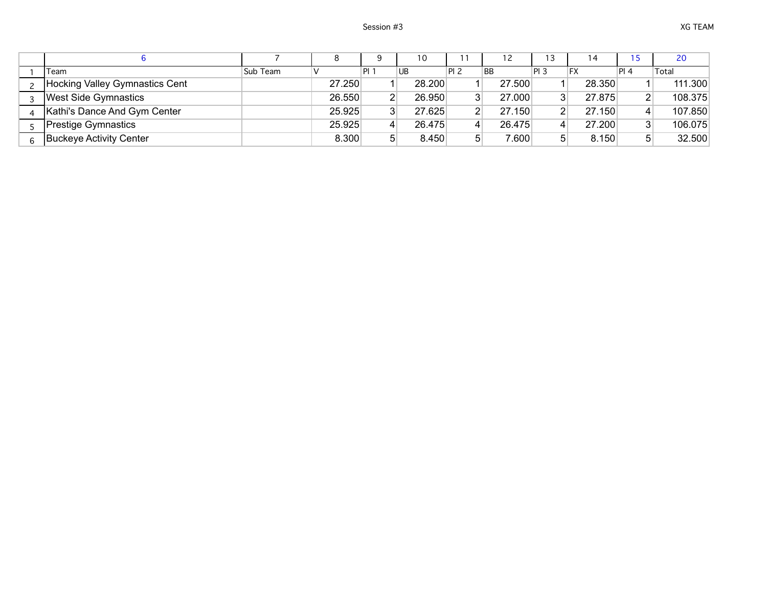Session #3

XG TEAM

| | 6 | 7 | 8 | 9 | 10 | 11 | 12 | 13 | 14 | 15 | 20 |
|---|---|---|---|---|---|---|---|---|---|---|---|
| 1 | Team | Sub Team | V | Pl 1 | UB | Pl 2 | BB | Pl 3 | FX | Pl 4 | Total |
| 2 | Hocking Valley Gymnastics Cent | | 27.250 | 1 | 28.200 | 1 | 27.500 | 1 | 28.350 | 1 | 111.300 |
| 3 | West Side Gymnastics | | 26.550 | 2 | 26.950 | 3 | 27.000 | 3 | 27.875 | 2 | 108.375 |
| 4 | Kathi's Dance And Gym Center | | 25.925 | 3 | 27.625 | 2 | 27.150 | 2 | 27.150 | 4 | 107.850 |
| 5 | Prestige Gymnastics | | 25.925 | 4 | 26.475 | 4 | 26.475 | 4 | 27.200 | 3 | 106.075 |
| 6 | Buckeye Activity Center | | 8.300 | 5 | 8.450 | 5 | 7.600 | 5 | 8.150 | 5 | 32.500 |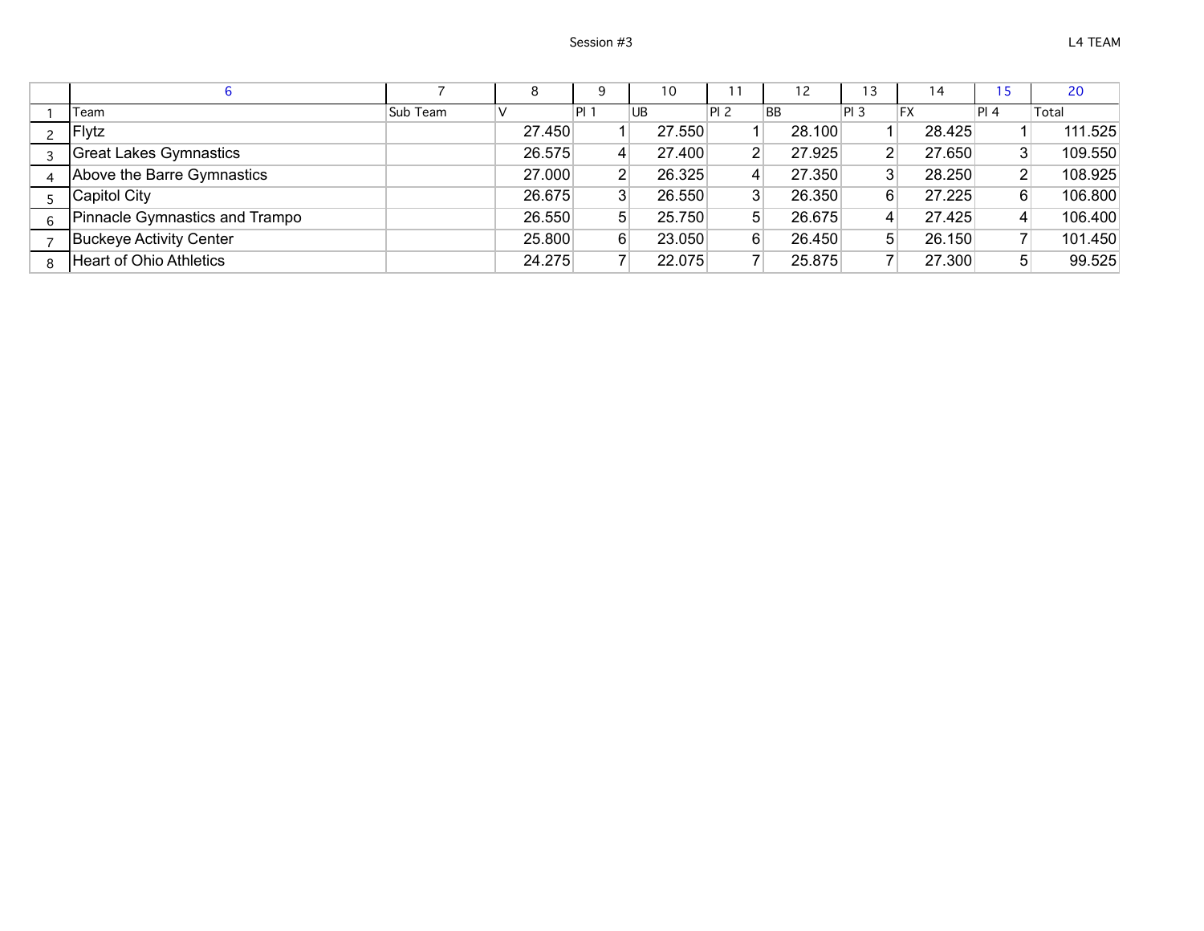Session #3

L4 TEAM

|  | 6 | 7 | 8 | 9 | 10 | 11 | 12 | 13 | 14 | 15 | 20 |
|---|---|---|---|---|---|---|---|---|---|---|---|
| 1 | Team | Sub Team | V | Pl 1 | UB | Pl 2 | BB | Pl 3 | FX | Pl 4 | Total |
| 2 | Flytz |  | 27.450 | 1 | 27.550 | 1 | 28.100 | 1 | 28.425 | 1 | 111.525 |
| 3 | Great Lakes Gymnastics |  | 26.575 | 4 | 27.400 | 2 | 27.925 | 2 | 27.650 | 3 | 109.550 |
| 4 | Above the Barre Gymnastics |  | 27.000 | 2 | 26.325 | 4 | 27.350 | 3 | 28.250 | 2 | 108.925 |
| 5 | Capitol City |  | 26.675 | 3 | 26.550 | 3 | 26.350 | 6 | 27.225 | 6 | 106.800 |
| 6 | Pinnacle Gymnastics and Trampo |  | 26.550 | 5 | 25.750 | 5 | 26.675 | 4 | 27.425 | 4 | 106.400 |
| 7 | Buckeye Activity Center |  | 25.800 | 6 | 23.050 | 6 | 26.450 | 5 | 26.150 | 7 | 101.450 |
| 8 | Heart of Ohio Athletics |  | 24.275 | 7 | 22.075 | 7 | 25.875 | 7 | 27.300 | 5 | 99.525 |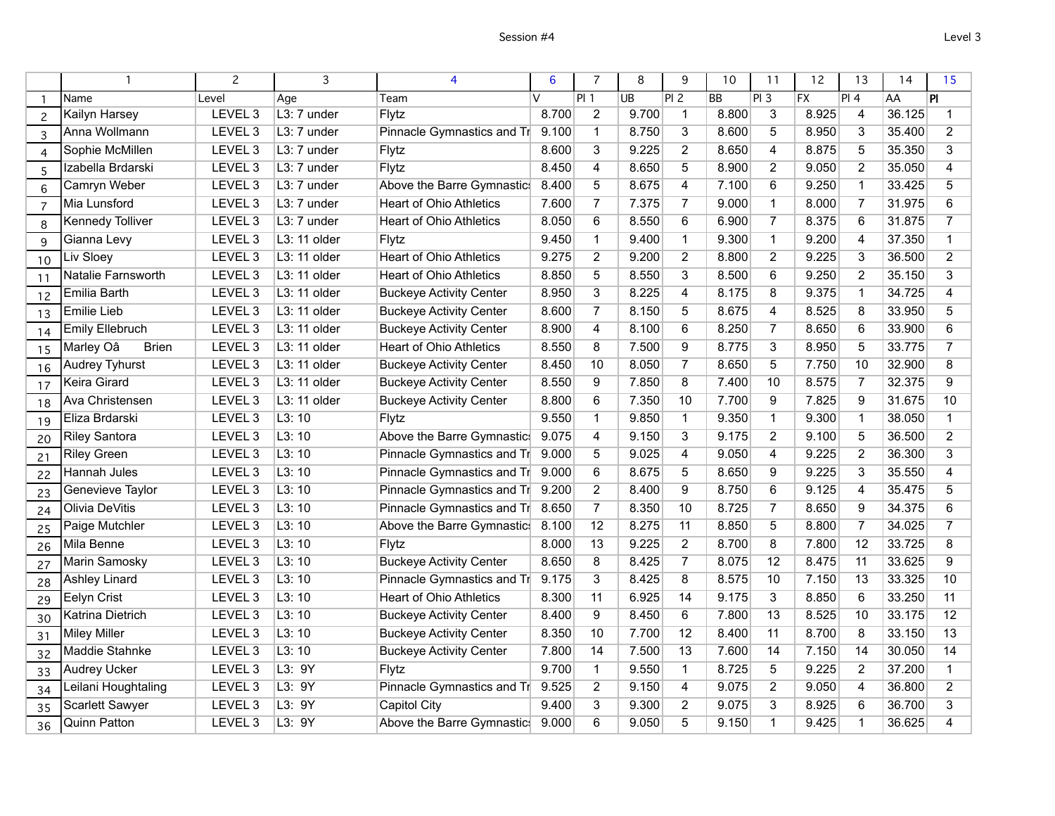Session #4

Level 3

|  | 1 | 2 | 3 | 4 | 6 | 7 | 8 | 9 | 10 | 11 | 12 | 13 | 14 | 15 |
|---|---|---|---|---|---|---|---|---|---|---|---|---|---|---|
| 1 | Name | Level | Age | Team | V | Pl 1 | UB | Pl 2 | BB | Pl 3 | FX | Pl 4 | AA | Pl |
| 2 | Kailyn Harsey | LEVEL 3 | L3: 7 under | Flytz | 8.700 | 2 | 9.700 | 1 | 8.800 | 3 | 8.925 | 4 | 36.125 | 1 |
| 3 | Anna Wollmann | LEVEL 3 | L3: 7 under | Pinnacle Gymnastics and Tr | 9.100 | 1 | 8.750 | 3 | 8.600 | 5 | 8.950 | 3 | 35.400 | 2 |
| 4 | Sophie McMillen | LEVEL 3 | L3: 7 under | Flytz | 8.600 | 3 | 9.225 | 2 | 8.650 | 4 | 8.875 | 5 | 35.350 | 3 |
| 5 | Izabella Brdarski | LEVEL 3 | L3: 7 under | Flytz | 8.450 | 4 | 8.650 | 5 | 8.900 | 2 | 9.050 | 2 | 35.050 | 4 |
| 6 | Camryn Weber | LEVEL 3 | L3: 7 under | Above the Barre Gymnastics | 8.400 | 5 | 8.675 | 4 | 7.100 | 6 | 9.250 | 1 | 33.425 | 5 |
| 7 | Mia Lunsford | LEVEL 3 | L3: 7 under | Heart of Ohio Athletics | 7.600 | 7 | 7.375 | 7 | 9.000 | 1 | 8.000 | 7 | 31.975 | 6 |
| 8 | Kennedy Tolliver | LEVEL 3 | L3: 7 under | Heart of Ohio Athletics | 8.050 | 6 | 8.550 | 6 | 6.900 | 7 | 8.375 | 6 | 31.875 | 7 |
| 9 | Gianna Levy | LEVEL 3 | L3: 11 older | Flytz | 9.450 | 1 | 9.400 | 1 | 9.300 | 1 | 9.200 | 4 | 37.350 | 1 |
| 10 | Liv Sloey | LEVEL 3 | L3: 11 older | Heart of Ohio Athletics | 9.275 | 2 | 9.200 | 2 | 8.800 | 2 | 9.225 | 3 | 36.500 | 2 |
| 11 | Natalie Farnsworth | LEVEL 3 | L3: 11 older | Heart of Ohio Athletics | 8.850 | 5 | 8.550 | 3 | 8.500 | 6 | 9.250 | 2 | 35.150 | 3 |
| 12 | Emilia Barth | LEVEL 3 | L3: 11 older | Buckeye Activity Center | 8.950 | 3 | 8.225 | 4 | 8.175 | 8 | 9.375 | 1 | 34.725 | 4 |
| 13 | Emilie Lieb | LEVEL 3 | L3: 11 older | Buckeye Activity Center | 8.600 | 7 | 8.150 | 5 | 8.675 | 4 | 8.525 | 8 | 33.950 | 5 |
| 14 | Emily Ellebruch | LEVEL 3 | L3: 11 older | Buckeye Activity Center | 8.900 | 4 | 8.100 | 6 | 8.250 | 7 | 8.650 | 6 | 33.900 | 6 |
| 15 | Marley Oâ Brien | LEVEL 3 | L3: 11 older | Heart of Ohio Athletics | 8.550 | 8 | 7.500 | 9 | 8.775 | 3 | 8.950 | 5 | 33.775 | 7 |
| 16 | Audrey Tyhurst | LEVEL 3 | L3: 11 older | Buckeye Activity Center | 8.450 | 10 | 8.050 | 7 | 8.650 | 5 | 7.750 | 10 | 32.900 | 8 |
| 17 | Keira Girard | LEVEL 3 | L3: 11 older | Buckeye Activity Center | 8.550 | 9 | 7.850 | 8 | 7.400 | 10 | 8.575 | 7 | 32.375 | 9 |
| 18 | Ava Christensen | LEVEL 3 | L3: 11 older | Buckeye Activity Center | 8.800 | 6 | 7.350 | 10 | 7.700 | 9 | 7.825 | 9 | 31.675 | 10 |
| 19 | Eliza Brdarski | LEVEL 3 | L3: 10 | Flytz | 9.550 | 1 | 9.850 | 1 | 9.350 | 1 | 9.300 | 1 | 38.050 | 1 |
| 20 | Riley Santora | LEVEL 3 | L3: 10 | Above the Barre Gymnastics | 9.075 | 4 | 9.150 | 3 | 9.175 | 2 | 9.100 | 5 | 36.500 | 2 |
| 21 | Riley Green | LEVEL 3 | L3: 10 | Pinnacle Gymnastics and Tr | 9.000 | 5 | 9.025 | 4 | 9.050 | 4 | 9.225 | 2 | 36.300 | 3 |
| 22 | Hannah Jules | LEVEL 3 | L3: 10 | Pinnacle Gymnastics and Tr | 9.000 | 6 | 8.675 | 5 | 8.650 | 9 | 9.225 | 3 | 35.550 | 4 |
| 23 | Genevieve Taylor | LEVEL 3 | L3: 10 | Pinnacle Gymnastics and Tr | 9.200 | 2 | 8.400 | 9 | 8.750 | 6 | 9.125 | 4 | 35.475 | 5 |
| 24 | Olivia DeVitis | LEVEL 3 | L3: 10 | Pinnacle Gymnastics and Tr | 8.650 | 7 | 8.350 | 10 | 8.725 | 7 | 8.650 | 9 | 34.375 | 6 |
| 25 | Paige Mutchler | LEVEL 3 | L3: 10 | Above the Barre Gymnastics | 8.100 | 12 | 8.275 | 11 | 8.850 | 5 | 8.800 | 7 | 34.025 | 7 |
| 26 | Mila Benne | LEVEL 3 | L3: 10 | Flytz | 8.000 | 13 | 9.225 | 2 | 8.700 | 8 | 7.800 | 12 | 33.725 | 8 |
| 27 | Marin Samosky | LEVEL 3 | L3: 10 | Buckeye Activity Center | 8.650 | 8 | 8.425 | 7 | 8.075 | 12 | 8.475 | 11 | 33.625 | 9 |
| 28 | Ashley Linard | LEVEL 3 | L3: 10 | Pinnacle Gymnastics and Tr | 9.175 | 3 | 8.425 | 8 | 8.575 | 10 | 7.150 | 13 | 33.325 | 10 |
| 29 | Eelyn Crist | LEVEL 3 | L3: 10 | Heart of Ohio Athletics | 8.300 | 11 | 6.925 | 14 | 9.175 | 3 | 8.850 | 6 | 33.250 | 11 |
| 30 | Katrina Dietrich | LEVEL 3 | L3: 10 | Buckeye Activity Center | 8.400 | 9 | 8.450 | 6 | 7.800 | 13 | 8.525 | 10 | 33.175 | 12 |
| 31 | Miley Miller | LEVEL 3 | L3: 10 | Buckeye Activity Center | 8.350 | 10 | 7.700 | 12 | 8.400 | 11 | 8.700 | 8 | 33.150 | 13 |
| 32 | Maddie Stahnke | LEVEL 3 | L3: 10 | Buckeye Activity Center | 7.800 | 14 | 7.500 | 13 | 7.600 | 14 | 7.150 | 14 | 30.050 | 14 |
| 33 | Audrey Ucker | LEVEL 3 | L3: 9Y | Flytz | 9.700 | 1 | 9.550 | 1 | 8.725 | 5 | 9.225 | 2 | 37.200 | 1 |
| 34 | Leilani Houghtaling | LEVEL 3 | L3: 9Y | Pinnacle Gymnastics and Tr | 9.525 | 2 | 9.150 | 4 | 9.075 | 2 | 9.050 | 4 | 36.800 | 2 |
| 35 | Scarlett Sawyer | LEVEL 3 | L3: 9Y | Capitol City | 9.400 | 3 | 9.300 | 2 | 9.075 | 3 | 8.925 | 6 | 36.700 | 3 |
| 36 | Quinn Patton | LEVEL 3 | L3: 9Y | Above the Barre Gymnastics | 9.000 | 6 | 9.050 | 5 | 9.150 | 1 | 9.425 | 1 | 36.625 | 4 |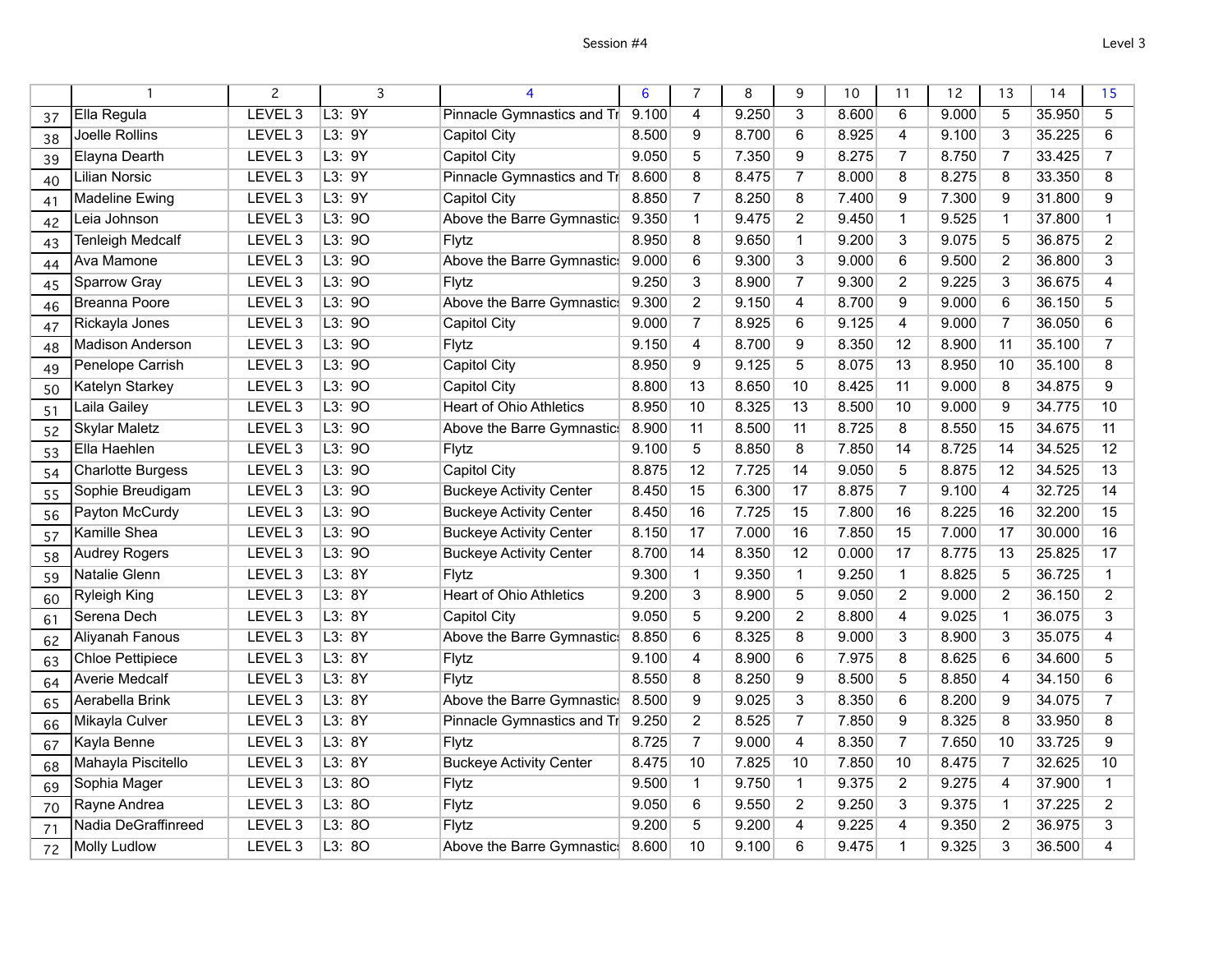Session #4

Level 3

| | 1 | 2 | 3 | 4 | 6 | 7 | 8 | 9 | 10 | 11 | 12 | 13 | 14 | 15 |
|---|---|---|---|---|---|---|---|---|---|---|---|---|---|---|
| 37 | Ella Regula | LEVEL 3 | L3: 9Y | Pinnacle Gymnastics and Tr | 9.100 | 4 | 9.250 | 3 | 8.600 | 6 | 9.000 | 5 | 35.950 | 5 |
| 38 | Joelle Rollins | LEVEL 3 | L3: 9Y | Capitol City | 8.500 | 9 | 8.700 | 6 | 8.925 | 4 | 9.100 | 3 | 35.225 | 6 |
| 39 | Elayna Dearth | LEVEL 3 | L3: 9Y | Capitol City | 9.050 | 5 | 7.350 | 9 | 8.275 | 7 | 8.750 | 7 | 33.425 | 7 |
| 40 | Lilian Norsic | LEVEL 3 | L3: 9Y | Pinnacle Gymnastics and Tr | 8.600 | 8 | 8.475 | 7 | 8.000 | 8 | 8.275 | 8 | 33.350 | 8 |
| 41 | Madeline Ewing | LEVEL 3 | L3: 9Y | Capitol City | 8.850 | 7 | 8.250 | 8 | 7.400 | 9 | 7.300 | 9 | 31.800 | 9 |
| 42 | Leia Johnson | LEVEL 3 | L3: 9O | Above the Barre Gymnastic | 9.350 | 1 | 9.475 | 2 | 9.450 | 1 | 9.525 | 1 | 37.800 | 1 |
| 43 | Tenleigh Medcalf | LEVEL 3 | L3: 9O | Flytz | 8.950 | 8 | 9.650 | 1 | 9.200 | 3 | 9.075 | 5 | 36.875 | 2 |
| 44 | Ava Mamone | LEVEL 3 | L3: 9O | Above the Barre Gymnastic | 9.000 | 6 | 9.300 | 3 | 9.000 | 6 | 9.500 | 2 | 36.800 | 3 |
| 45 | Sparrow Gray | LEVEL 3 | L3: 9O | Flytz | 9.250 | 3 | 8.900 | 7 | 9.300 | 2 | 9.225 | 3 | 36.675 | 4 |
| 46 | Breanna Poore | LEVEL 3 | L3: 9O | Above the Barre Gymnastic | 9.300 | 2 | 9.150 | 4 | 8.700 | 9 | 9.000 | 6 | 36.150 | 5 |
| 47 | Rickayla Jones | LEVEL 3 | L3: 9O | Capitol City | 9.000 | 7 | 8.925 | 6 | 9.125 | 4 | 9.000 | 7 | 36.050 | 6 |
| 48 | Madison Anderson | LEVEL 3 | L3: 9O | Flytz | 9.150 | 4 | 8.700 | 9 | 8.350 | 12 | 8.900 | 11 | 35.100 | 7 |
| 49 | Penelope Carrish | LEVEL 3 | L3: 9O | Capitol City | 8.950 | 9 | 9.125 | 5 | 8.075 | 13 | 8.950 | 10 | 35.100 | 8 |
| 50 | Katelyn Starkey | LEVEL 3 | L3: 9O | Capitol City | 8.800 | 13 | 8.650 | 10 | 8.425 | 11 | 9.000 | 8 | 34.875 | 9 |
| 51 | Laila Gailey | LEVEL 3 | L3: 9O | Heart of Ohio Athletics | 8.950 | 10 | 8.325 | 13 | 8.500 | 10 | 9.000 | 9 | 34.775 | 10 |
| 52 | Skylar Maletz | LEVEL 3 | L3: 9O | Above the Barre Gymnastic | 8.900 | 11 | 8.500 | 11 | 8.725 | 8 | 8.550 | 15 | 34.675 | 11 |
| 53 | Ella Haehlen | LEVEL 3 | L3: 9O | Flytz | 9.100 | 5 | 8.850 | 8 | 7.850 | 14 | 8.725 | 14 | 34.525 | 12 |
| 54 | Charlotte Burgess | LEVEL 3 | L3: 9O | Capitol City | 8.875 | 12 | 7.725 | 14 | 9.050 | 5 | 8.875 | 12 | 34.525 | 13 |
| 55 | Sophie Breudigam | LEVEL 3 | L3: 9O | Buckeye Activity Center | 8.450 | 15 | 6.300 | 17 | 8.875 | 7 | 9.100 | 4 | 32.725 | 14 |
| 56 | Payton McCurdy | LEVEL 3 | L3: 9O | Buckeye Activity Center | 8.450 | 16 | 7.725 | 15 | 7.800 | 16 | 8.225 | 16 | 32.200 | 15 |
| 57 | Kamille Shea | LEVEL 3 | L3: 9O | Buckeye Activity Center | 8.150 | 17 | 7.000 | 16 | 7.850 | 15 | 7.000 | 17 | 30.000 | 16 |
| 58 | Audrey Rogers | LEVEL 3 | L3: 9O | Buckeye Activity Center | 8.700 | 14 | 8.350 | 12 | 0.000 | 17 | 8.775 | 13 | 25.825 | 17 |
| 59 | Natalie Glenn | LEVEL 3 | L3: 8Y | Flytz | 9.300 | 1 | 9.350 | 1 | 9.250 | 1 | 8.825 | 5 | 36.725 | 1 |
| 60 | Ryleigh King | LEVEL 3 | L3: 8Y | Heart of Ohio Athletics | 9.200 | 3 | 8.900 | 5 | 9.050 | 2 | 9.000 | 2 | 36.150 | 2 |
| 61 | Serena Dech | LEVEL 3 | L3: 8Y | Capitol City | 9.050 | 5 | 9.200 | 2 | 8.800 | 4 | 9.025 | 1 | 36.075 | 3 |
| 62 | Aliyanah Fanous | LEVEL 3 | L3: 8Y | Above the Barre Gymnastic | 8.850 | 6 | 8.325 | 8 | 9.000 | 3 | 8.900 | 3 | 35.075 | 4 |
| 63 | Chloe Pettipiece | LEVEL 3 | L3: 8Y | Flytz | 9.100 | 4 | 8.900 | 6 | 7.975 | 8 | 8.625 | 6 | 34.600 | 5 |
| 64 | Averie Medcalf | LEVEL 3 | L3: 8Y | Flytz | 8.550 | 8 | 8.250 | 9 | 8.500 | 5 | 8.850 | 4 | 34.150 | 6 |
| 65 | Aerabella Brink | LEVEL 3 | L3: 8Y | Above the Barre Gymnastic | 8.500 | 9 | 9.025 | 3 | 8.350 | 6 | 8.200 | 9 | 34.075 | 7 |
| 66 | Mikayla Culver | LEVEL 3 | L3: 8Y | Pinnacle Gymnastics and Tr | 9.250 | 2 | 8.525 | 7 | 7.850 | 9 | 8.325 | 8 | 33.950 | 8 |
| 67 | Kayla Benne | LEVEL 3 | L3: 8Y | Flytz | 8.725 | 7 | 9.000 | 4 | 8.350 | 7 | 7.650 | 10 | 33.725 | 9 |
| 68 | Mahayla Piscitello | LEVEL 3 | L3: 8Y | Buckeye Activity Center | 8.475 | 10 | 7.825 | 10 | 7.850 | 10 | 8.475 | 7 | 32.625 | 10 |
| 69 | Sophia Mager | LEVEL 3 | L3: 8O | Flytz | 9.500 | 1 | 9.750 | 1 | 9.375 | 2 | 9.275 | 4 | 37.900 | 1 |
| 70 | Rayne Andrea | LEVEL 3 | L3: 8O | Flytz | 9.050 | 6 | 9.550 | 2 | 9.250 | 3 | 9.375 | 1 | 37.225 | 2 |
| 71 | Nadia DeGraffinreed | LEVEL 3 | L3: 8O | Flytz | 9.200 | 5 | 9.200 | 4 | 9.225 | 4 | 9.350 | 2 | 36.975 | 3 |
| 72 | Molly Ludlow | LEVEL 3 | L3: 8O | Above the Barre Gymnastic | 8.600 | 10 | 9.100 | 6 | 9.475 | 1 | 9.325 | 3 | 36.500 | 4 |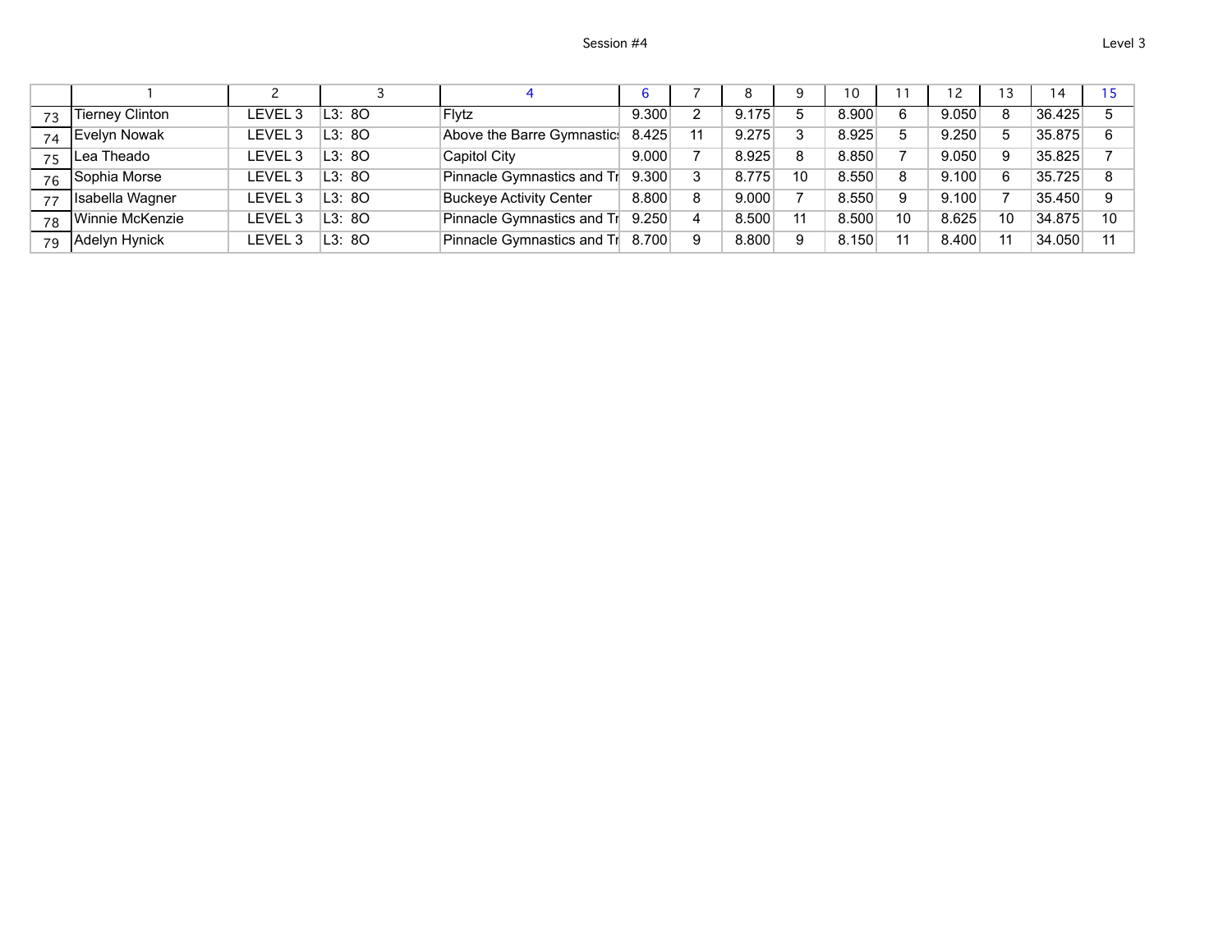Session #4

Level 3

| | 1 | 2 | 3 | 4 | 6 | 7 | 8 | 9 | 10 | 11 | 12 | 13 | 14 | 15 |
|---|---|---|---|---|---|---|---|---|---|---|---|---|---|---|
| 73 | Tierney Clinton | LEVEL 3 | L3: 8O | Flytz | 9.300 | 2 | 9.175 | 5 | 8.900 | 6 | 9.050 | 8 | 36.425 | 5 |
| 74 | Evelyn Nowak | LEVEL 3 | L3: 8O | Above the Barre Gymnastics | 8.425 | 11 | 9.275 | 3 | 8.925 | 5 | 9.250 | 5 | 35.875 | 6 |
| 75 | Lea Theado | LEVEL 3 | L3: 8O | Capitol City | 9.000 | 7 | 8.925 | 8 | 8.850 | 7 | 9.050 | 9 | 35.825 | 7 |
| 76 | Sophia Morse | LEVEL 3 | L3: 8O | Pinnacle Gymnastics and Tr | 9.300 | 3 | 8.775 | 10 | 8.550 | 8 | 9.100 | 6 | 35.725 | 8 |
| 77 | Isabella Wagner | LEVEL 3 | L3: 8O | Buckeye Activity Center | 8.800 | 8 | 9.000 | 7 | 8.550 | 9 | 9.100 | 7 | 35.450 | 9 |
| 78 | Winnie McKenzie | LEVEL 3 | L3: 8O | Pinnacle Gymnastics and Tr | 9.250 | 4 | 8.500 | 11 | 8.500 | 10 | 8.625 | 10 | 34.875 | 10 |
| 79 | Adelyn Hynick | LEVEL 3 | L3: 8O | Pinnacle Gymnastics and Tr | 8.700 | 9 | 8.800 | 9 | 8.150 | 11 | 8.400 | 11 | 34.050 | 11 |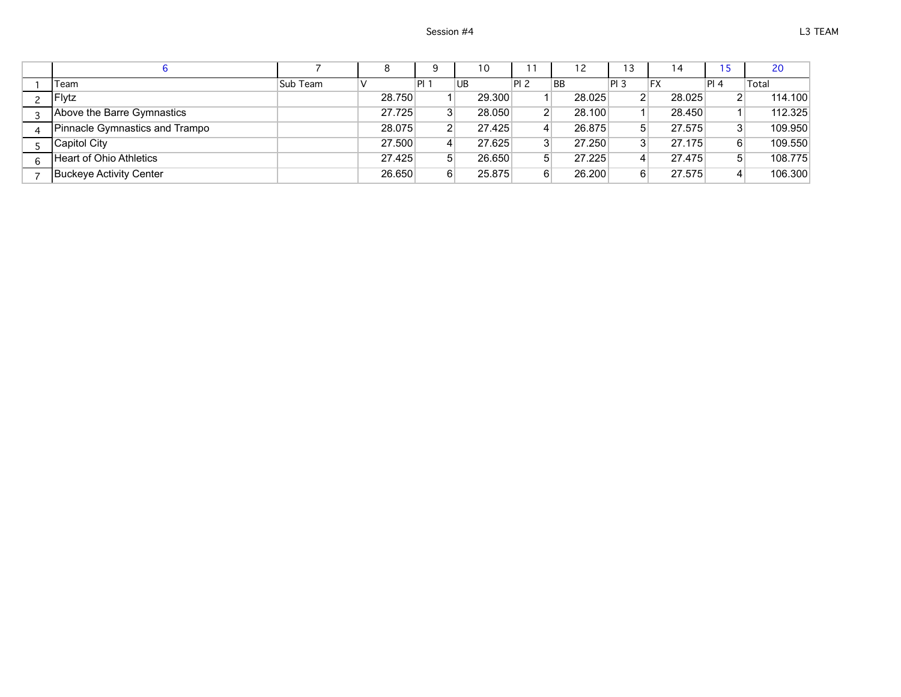Session #4

L3 TEAM

| | 6 | 7 | 8 | 9 | 10 | 11 | 12 | 13 | 14 | 15 | 20 |
|---|---|---|---|---|---|---|---|---|---|---|---|
| 1 | Team | Sub Team | V | Pl 1 | UB | Pl 2 | BB | Pl 3 | FX | Pl 4 | Total |
| 2 | Flytz | | 28.750 | 1 | 29.300 | 1 | 28.025 | 2 | 28.025 | 2 | 114.100 |
| 3 | Above the Barre Gymnastics | | 27.725 | 3 | 28.050 | 2 | 28.100 | 1 | 28.450 | 1 | 112.325 |
| 4 | Pinnacle Gymnastics and Trampo | | 28.075 | 2 | 27.425 | 4 | 26.875 | 5 | 27.575 | 3 | 109.950 |
| 5 | Capitol City | | 27.500 | 4 | 27.625 | 3 | 27.250 | 3 | 27.175 | 6 | 109.550 |
| 6 | Heart of Ohio Athletics | | 27.425 | 5 | 26.650 | 5 | 27.225 | 4 | 27.475 | 5 | 108.775 |
| 7 | Buckeye Activity Center | | 26.650 | 6 | 25.875 | 6 | 26.200 | 6 | 27.575 | 4 | 106.300 |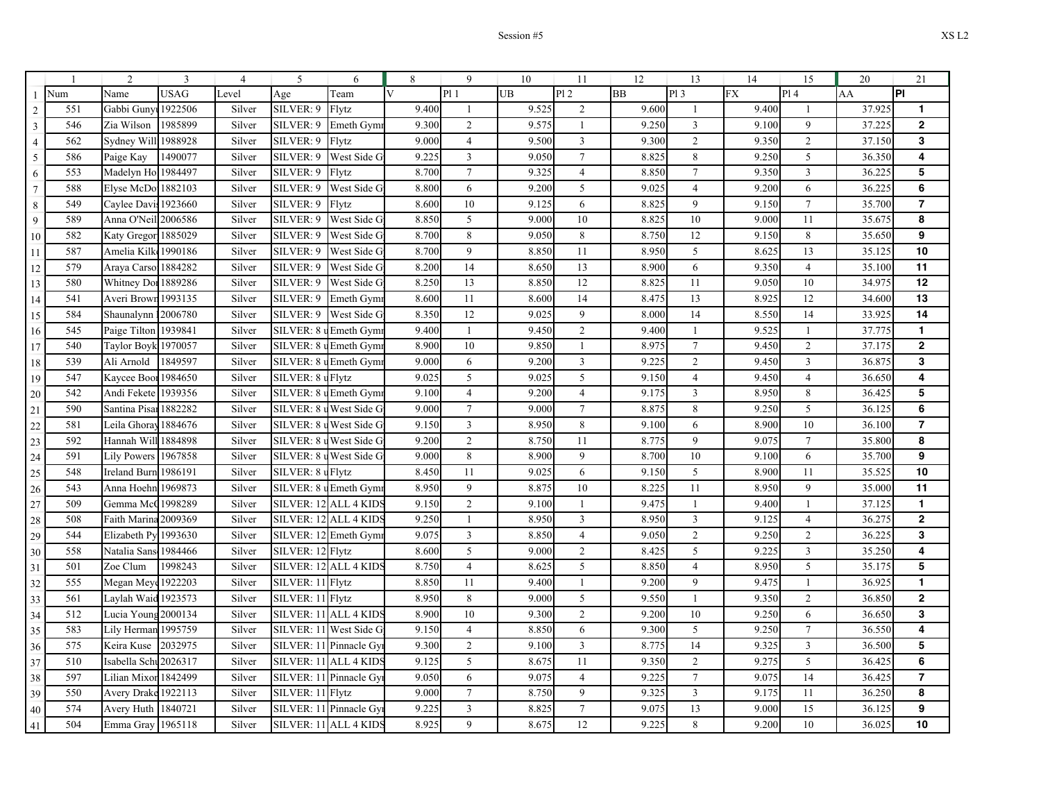Session #5

XS L2

| | 1 | 2 | 3 | 4 | 5 | 6 | 8 | 9 | 10 | 11 | 12 | 13 | 14 | 15 | 20 | 21 |
|---|---|---|---|---|---|---|---|---|---|---|---|---|---|---|---|---|
| 1 | Num | Name | USAG | Level | Age | Team | V | Pl 1 | UB | Pl 2 | BB | Pl 3 | FX | Pl 4 | AA | Pl |
| 2 | 551 | Gabbi Gunyo | 1922506 | Silver | SILVER: 9 | Flytz | 9.400 | 1 | 9.525 | 2 | 9.600 | 1 | 9.400 | 1 | 37.925 | **1** |
| 3 | 546 | Zia Wilson | 1985899 | Silver | SILVER: 9 | Emeth Gymn | 9.300 | 2 | 9.575 | 1 | 9.250 | 3 | 9.100 | 9 | 37.225 | **2** |
| 4 | 562 | Sydney Will | 1988928 | Silver | SILVER: 9 | Flytz | 9.000 | 4 | 9.500 | 3 | 9.300 | 2 | 9.350 | 2 | 37.150 | **3** |
| 5 | 586 | Paige Kay | 1490077 | Silver | SILVER: 9 | West Side G | 9.225 | 3 | 9.050 | 7 | 8.825 | 8 | 9.250 | 5 | 36.350 | **4** |
| 6 | 553 | Madelyn Ho | 1984497 | Silver | SILVER: 9 | Flytz | 8.700 | 7 | 9.325 | 4 | 8.850 | 7 | 9.350 | 3 | 36.225 | **5** |
| 7 | 588 | Elyse McDo | 1882103 | Silver | SILVER: 9 | West Side G | 8.800 | 6 | 9.200 | 5 | 9.025 | 4 | 9.200 | 6 | 36.225 | **6** |
| 8 | 549 | Caylee Davis | 1923660 | Silver | SILVER: 9 | Flytz | 8.600 | 10 | 9.125 | 6 | 8.825 | 9 | 9.150 | 7 | 35.700 | **7** |
| 9 | 589 | Anna O'Neil | 2006586 | Silver | SILVER: 9 | West Side G | 8.850 | 5 | 9.000 | 10 | 8.825 | 10 | 9.000 | 11 | 35.675 | **8** |
| 10 | 582 | Katy Gregor | 1885029 | Silver | SILVER: 9 | West Side G | 8.700 | 8 | 9.050 | 8 | 8.750 | 12 | 9.150 | 8 | 35.650 | **9** |
| 11 | 587 | Amelia Kilke | 1990186 | Silver | SILVER: 9 | West Side G | 8.700 | 9 | 8.850 | 11 | 8.950 | 5 | 8.625 | 13 | 35.125 | **10** |
| 12 | 579 | Araya Carso | 1884282 | Silver | SILVER: 9 | West Side G | 8.200 | 14 | 8.650 | 13 | 8.900 | 6 | 9.350 | 4 | 35.100 | **11** |
| 13 | 580 | Whitney Do | 1889286 | Silver | SILVER: 9 | West Side G | 8.250 | 13 | 8.850 | 12 | 8.825 | 11 | 9.050 | 10 | 34.975 | **12** |
| 14 | 541 | Averi Brown | 1993135 | Silver | SILVER: 9 | Emeth Gymn | 8.600 | 11 | 8.600 | 14 | 8.475 | 13 | 8.925 | 12 | 34.600 | **13** |
| 15 | 584 | Shaunalynn | 2006780 | Silver | SILVER: 9 | West Side G | 8.350 | 12 | 9.025 | 9 | 8.000 | 14 | 8.550 | 14 | 33.925 | **14** |
| 16 | 545 | Paige Tilton | 1939841 | Silver | SILVER: 8 u | Emeth Gymn | 9.400 | 1 | 9.450 | 2 | 9.400 | 1 | 9.525 | 1 | 37.775 | **1** |
| 17 | 540 | Taylor Boyk | 1970057 | Silver | SILVER: 8 u | Emeth Gymn | 8.900 | 10 | 9.850 | 1 | 8.975 | 7 | 9.450 | 2 | 37.175 | **2** |
| 18 | 539 | Ali Arnold | 1849597 | Silver | SILVER: 8 u | Emeth Gymn | 9.000 | 6 | 9.200 | 3 | 9.225 | 2 | 9.450 | 3 | 36.875 | **3** |
| 19 | 547 | Kaycee Boo | 1984650 | Silver | SILVER: 8 u | Flytz | 9.025 | 5 | 9.025 | 5 | 9.150 | 4 | 9.450 | 4 | 36.650 | **4** |
| 20 | 542 | Andi Fekete | 1939356 | Silver | SILVER: 8 u | Emeth Gymn | 9.100 | 4 | 9.200 | 4 | 9.175 | 3 | 8.950 | 8 | 36.425 | **5** |
| 21 | 590 | Santina Pisa | 1882282 | Silver | SILVER: 8 u | West Side G | 9.000 | 7 | 9.000 | 7 | 8.875 | 8 | 9.250 | 5 | 36.125 | **6** |
| 22 | 581 | Leila Ghoray | 1884676 | Silver | SILVER: 8 u | West Side G | 9.150 | 3 | 8.950 | 8 | 9.100 | 6 | 8.900 | 10 | 36.100 | **7** |
| 23 | 592 | Hannah Will | 1884898 | Silver | SILVER: 8 u | West Side G | 9.200 | 2 | 8.750 | 11 | 8.775 | 9 | 9.075 | 7 | 35.800 | **8** |
| 24 | 591 | Lily Powers | 1967858 | Silver | SILVER: 8 u | West Side G | 9.000 | 8 | 8.900 | 9 | 8.700 | 10 | 9.100 | 6 | 35.700 | **9** |
| 25 | 548 | Ireland Burn | 1986191 | Silver | SILVER: 8 u | Flytz | 8.450 | 11 | 9.025 | 6 | 9.150 | 5 | 8.900 | 11 | 35.525 | **10** |
| 26 | 543 | Anna Hoehn | 1969873 | Silver | SILVER: 8 u | Emeth Gymn | 8.950 | 9 | 8.875 | 10 | 8.225 | 11 | 8.950 | 9 | 35.000 | **11** |
| 27 | 509 | Gemma McC | 1998289 | Silver | SILVER: 12 | ALL 4 KIDS | 9.150 | 2 | 9.100 | 1 | 9.475 | 1 | 9.400 | 1 | 37.125 | **1** |
| 28 | 508 | Faith Marina | 2009369 | Silver | SILVER: 12 | ALL 4 KIDS | 9.250 | 1 | 8.950 | 3 | 8.950 | 3 | 9.125 | 4 | 36.275 | **2** |
| 29 | 544 | Elizabeth Py | 1993630 | Silver | SILVER: 12 | Emeth Gymn | 9.075 | 3 | 8.850 | 4 | 9.050 | 2 | 9.250 | 2 | 36.225 | **3** |
| 30 | 558 | Natalia Sans | 1984466 | Silver | SILVER: 12 | Flytz | 8.600 | 5 | 9.000 | 2 | 8.425 | 5 | 9.225 | 3 | 35.250 | **4** |
| 31 | 501 | Zoe Clum | 1998243 | Silver | SILVER: 12 | ALL 4 KIDS | 8.750 | 4 | 8.625 | 5 | 8.850 | 4 | 8.950 | 5 | 35.175 | **5** |
| 32 | 555 | Megan Meye | 1922203 | Silver | SILVER: 11 | Flytz | 8.850 | 11 | 9.400 | 1 | 9.200 | 9 | 9.475 | 1 | 36.925 | **1** |
| 33 | 561 | Laylah Waid | 1923573 | Silver | SILVER: 11 | Flytz | 8.950 | 8 | 9.000 | 5 | 9.550 | 1 | 9.350 | 2 | 36.850 | **2** |
| 34 | 512 | Lucia Young | 2000134 | Silver | SILVER: 11 | ALL 4 KIDS | 8.900 | 10 | 9.300 | 2 | 9.200 | 10 | 9.250 | 6 | 36.650 | **3** |
| 35 | 583 | Lily Herman | 1995759 | Silver | SILVER: 11 | West Side G | 9.150 | 4 | 8.850 | 6 | 9.300 | 5 | 9.250 | 7 | 36.550 | **4** |
| 36 | 575 | Keira Kuse | 2032975 | Silver | SILVER: 11 | Pinnacle Gy | 9.300 | 2 | 9.100 | 3 | 8.775 | 14 | 9.325 | 3 | 36.500 | **5** |
| 37 | 510 | Isabella Sch | 2026317 | Silver | SILVER: 11 | ALL 4 KIDS | 9.125 | 5 | 8.675 | 11 | 9.350 | 2 | 9.275 | 5 | 36.425 | **6** |
| 38 | 597 | Lilian Mixor | 1842499 | Silver | SILVER: 11 | Pinnacle Gy | 9.050 | 6 | 9.075 | 4 | 9.225 | 7 | 9.075 | 14 | 36.425 | **7** |
| 39 | 550 | Avery Drake | 1922113 | Silver | SILVER: 11 | Flytz | 9.000 | 7 | 8.750 | 9 | 9.325 | 3 | 9.175 | 11 | 36.250 | **8** |
| 40 | 574 | Avery Huth | 1840721 | Silver | SILVER: 11 | Pinnacle Gy | 9.225 | 3 | 8.825 | 7 | 9.075 | 13 | 9.000 | 15 | 36.125 | **9** |
| 41 | 504 | Emma Gray | 1965118 | Silver | SILVER: 11 | ALL 4 KIDS | 8.925 | 9 | 8.675 | 12 | 9.225 | 8 | 9.200 | 10 | 36.025 | **10** |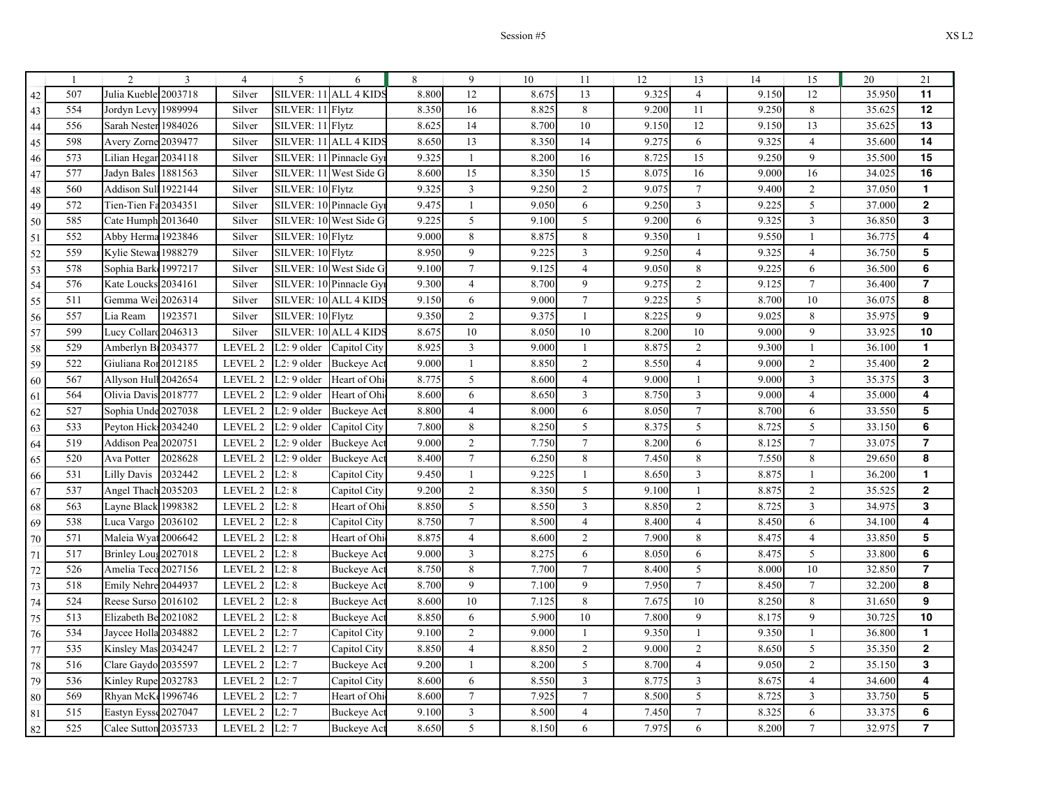Session #5

XS L2

| | 1 | 2 | 3 | 4 | 5 | 6 | 8 | 9 | 10 | 11 | 12 | 13 | 14 | 15 | 20 | 21 |
|---|---|---|---|---|---|---|---|---|---|---|---|---|---|---|---|---|
| 42 | 507 | Julia Kueble | 2003718 | Silver | SILVER: 11 | ALL 4 KIDS | 8.800 | 12 | 8.675 | 13 | 9.325 | 4 | 9.150 | 12 | 35.950 | **11** |
| 43 | 554 | Jordyn Levy | 1989994 | Silver | SILVER: 11 | Flytz | 8.350 | 16 | 8.825 | 8 | 9.200 | 11 | 9.250 | 8 | 35.625 | **12** |
| 44 | 556 | Sarah Nester | 1984026 | Silver | SILVER: 11 | Flytz | 8.625 | 14 | 8.700 | 10 | 9.150 | 12 | 9.150 | 13 | 35.625 | **13** |
| 45 | 598 | Avery Zorne | 2039477 | Silver | SILVER: 11 | ALL 4 KIDS | 8.650 | 13 | 8.350 | 14 | 9.275 | 6 | 9.325 | 4 | 35.600 | **14** |
| 46 | 573 | Lilian Hegar | 2034118 | Silver | SILVER: 11 | Pinnacle Gy | 9.325 | 1 | 8.200 | 16 | 8.725 | 15 | 9.250 | 9 | 35.500 | **15** |
| 47 | 577 | Jadyn Bales | 1881563 | Silver | SILVER: 11 | West Side G | 8.600 | 15 | 8.350 | 15 | 8.075 | 16 | 9.000 | 16 | 34.025 | **16** |
| 48 | 560 | Addison Sull | 1922144 | Silver | SILVER: 10 | Flytz | 9.325 | 3 | 9.250 | 2 | 9.075 | 7 | 9.400 | 2 | 37.050 | **1** |
| 49 | 572 | Tien-Tien Fa | 2034351 | Silver | SILVER: 10 | Pinnacle Gy | 9.475 | 1 | 9.050 | 6 | 9.250 | 3 | 9.225 | 5 | 37.000 | **2** |
| 50 | 585 | Cate Humph | 2013640 | Silver | SILVER: 10 | West Side G | 9.225 | 5 | 9.100 | 5 | 9.200 | 6 | 9.325 | 3 | 36.850 | **3** |
| 51 | 552 | Abby Herma | 1923846 | Silver | SILVER: 10 | Flytz | 9.000 | 8 | 8.875 | 8 | 9.350 | 1 | 9.550 | 1 | 36.775 | **4** |
| 52 | 559 | Kylie Stewar | 1988279 | Silver | SILVER: 10 | Flytz | 8.950 | 9 | 9.225 | 3 | 9.250 | 4 | 9.325 | 4 | 36.750 | **5** |
| 53 | 578 | Sophia Bark | 1997217 | Silver | SILVER: 10 | West Side G | 9.100 | 7 | 9.125 | 4 | 9.050 | 8 | 9.225 | 6 | 36.500 | **6** |
| 54 | 576 | Kate Loucks | 2034161 | Silver | SILVER: 10 | Pinnacle Gy | 9.300 | 4 | 8.700 | 9 | 9.275 | 2 | 9.125 | 7 | 36.400 | **7** |
| 55 | 511 | Gemma Wei | 2026314 | Silver | SILVER: 10 | ALL 4 KIDS | 9.150 | 6 | 9.000 | 7 | 9.225 | 5 | 8.700 | 10 | 36.075 | **8** |
| 56 | 557 | Lia Ream | 1923571 | Silver | SILVER: 10 | Flytz | 9.350 | 2 | 9.375 | 1 | 8.225 | 9 | 9.025 | 8 | 35.975 | **9** |
| 57 | 599 | Lucy Collar | 2046313 | Silver | SILVER: 10 | ALL 4 KIDS | 8.675 | 10 | 8.050 | 10 | 8.200 | 10 | 9.000 | 9 | 33.925 | **10** |
| 58 | 529 | Amberlyn B | 2034377 | LEVEL 2 | L2: 9 older | Capitol City | 8.925 | 3 | 9.000 | 1 | 8.875 | 2 | 9.300 | 1 | 36.100 | **1** |
| 59 | 522 | Giuliana Ro | 2012185 | LEVEL 2 | L2: 9 older | Buckeye Act | 9.000 | 1 | 8.850 | 2 | 8.550 | 4 | 9.000 | 2 | 35.400 | **2** |
| 60 | 567 | Allyson Hull | 2042654 | LEVEL 2 | L2: 9 older | Heart of Ohi | 8.775 | 5 | 8.600 | 4 | 9.000 | 1 | 9.000 | 3 | 35.375 | **3** |
| 61 | 564 | Olivia Davis | 2018777 | LEVEL 2 | L2: 9 older | Heart of Ohi | 8.600 | 6 | 8.650 | 3 | 8.750 | 3 | 9.000 | 4 | 35.000 | **4** |
| 62 | 527 | Sophia Unde | 2027038 | LEVEL 2 | L2: 9 older | Buckeye Act | 8.800 | 4 | 8.000 | 6 | 8.050 | 7 | 8.700 | 6 | 33.550 | **5** |
| 63 | 533 | Peyton Hick | 2034240 | LEVEL 2 | L2: 9 older | Capitol City | 7.800 | 8 | 8.250 | 5 | 8.375 | 5 | 8.725 | 5 | 33.150 | **6** |
| 64 | 519 | Addison Pea | 2020751 | LEVEL 2 | L2: 9 older | Buckeye Act | 9.000 | 2 | 7.750 | 7 | 8.200 | 6 | 8.125 | 7 | 33.075 | **7** |
| 65 | 520 | Ava Potter | 2028628 | LEVEL 2 | L2: 9 older | Buckeye Act | 8.400 | 7 | 6.250 | 8 | 7.450 | 8 | 7.550 | 8 | 29.650 | **8** |
| 66 | 531 | Lilly Davis | 2032442 | LEVEL 2 | L2: 8 | Capitol City | 9.450 | 1 | 9.225 | 1 | 8.650 | 3 | 8.875 | 1 | 36.200 | **1** |
| 67 | 537 | Angel Thach | 2035203 | LEVEL 2 | L2: 8 | Capitol City | 9.200 | 2 | 8.350 | 5 | 9.100 | 1 | 8.875 | 2 | 35.525 | **2** |
| 68 | 563 | Layne Black | 1998382 | LEVEL 2 | L2: 8 | Heart of Ohi | 8.850 | 5 | 8.550 | 3 | 8.850 | 2 | 8.725 | 3 | 34.975 | **3** |
| 69 | 538 | Luca Vargo | 2036102 | LEVEL 2 | L2: 8 | Capitol City | 8.750 | 7 | 8.500 | 4 | 8.400 | 4 | 8.450 | 6 | 34.100 | **4** |
| 70 | 571 | Maleia Wya | 2006642 | LEVEL 2 | L2: 8 | Heart of Ohi | 8.875 | 4 | 8.600 | 2 | 7.900 | 8 | 8.475 | 4 | 33.850 | **5** |
| 71 | 517 | Brinley Lou | 2027018 | LEVEL 2 | L2: 8 | Buckeye Act | 9.000 | 3 | 8.275 | 6 | 8.050 | 6 | 8.475 | 5 | 33.800 | **6** |
| 72 | 526 | Amelia Teco | 2027156 | LEVEL 2 | L2: 8 | Buckeye Act | 8.750 | 8 | 7.700 | 7 | 8.400 | 5 | 8.000 | 10 | 32.850 | **7** |
| 73 | 518 | Emily Nehre | 2044937 | LEVEL 2 | L2: 8 | Buckeye Act | 8.700 | 9 | 7.100 | 9 | 7.950 | 7 | 8.450 | 7 | 32.200 | **8** |
| 74 | 524 | Reese Surso | 2016102 | LEVEL 2 | L2: 8 | Buckeye Act | 8.600 | 10 | 7.125 | 8 | 7.675 | 10 | 8.250 | 8 | 31.650 | **9** |
| 75 | 513 | Elizabeth Be | 2021082 | LEVEL 2 | L2: 8 | Buckeye Act | 8.850 | 6 | 5.900 | 10 | 7.800 | 9 | 8.175 | 9 | 30.725 | **10** |
| 76 | 534 | Jaycee Holla | 2034882 | LEVEL 2 | L2: 7 | Capitol City | 9.100 | 2 | 9.000 | 1 | 9.350 | 1 | 9.350 | 1 | 36.800 | **1** |
| 77 | 535 | Kinsley Mas | 2034247 | LEVEL 2 | L2: 7 | Capitol City | 8.850 | 4 | 8.850 | 2 | 9.000 | 2 | 8.650 | 5 | 35.350 | **2** |
| 78 | 516 | Clare Gaydo | 2035597 | LEVEL 2 | L2: 7 | Buckeye Act | 9.200 | 1 | 8.200 | 5 | 8.700 | 4 | 9.050 | 2 | 35.150 | **3** |
| 79 | 536 | Kinley Rupe | 2032783 | LEVEL 2 | L2: 7 | Capitol City | 8.600 | 6 | 8.550 | 3 | 8.775 | 3 | 8.675 | 4 | 34.600 | **4** |
| 80 | 569 | Rhyan McK | 1996746 | LEVEL 2 | L2: 7 | Heart of Ohi | 8.600 | 7 | 7.925 | 7 | 8.500 | 5 | 8.725 | 3 | 33.750 | **5** |
| 81 | 515 | Eastyn Eyss | 2027047 | LEVEL 2 | L2: 7 | Buckeye Act | 9.100 | 3 | 8.500 | 4 | 7.450 | 7 | 8.325 | 6 | 33.375 | **6** |
| 82 | 525 | Calee Sutton | 2035733 | LEVEL 2 | L2: 7 | Buckeye Act | 8.650 | 5 | 8.150 | 6 | 7.975 | 6 | 8.200 | 7 | 32.975 | **7** |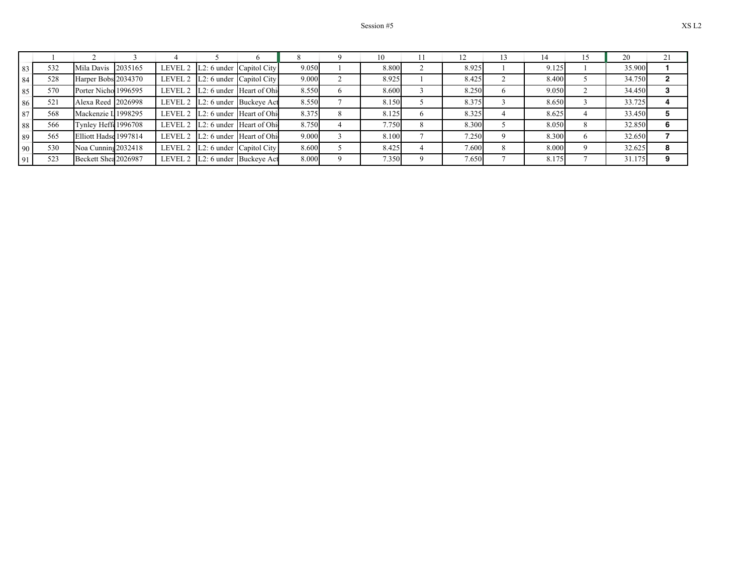Session #5

XS L2

|  | 1 | 2 | 3 | 4 | 5 | 6 | 8 | 9 | 10 | 11 | 12 | 13 | 14 | 15 | 20 | 21 |
|---|---|---|---|---|---|---|---|---|---|---|---|---|---|---|---|---|
| 83 | 532 | Mila Davis | 2035165 | LEVEL 2 | L2: 6 under | Capitol City | 9.050 | 1 | 8.800 | 2 | 8.925 | 1 | 9.125 | 1 | 35.900 | **1** |
| 84 | 528 | Harper Bobs | 2034370 | LEVEL 2 | L2: 6 under | Capitol City | 9.000 | 2 | 8.925 | 1 | 8.425 | 2 | 8.400 | 5 | 34.750 | **2** |
| 85 | 570 | Porter Nicho | 1996595 | LEVEL 2 | L2: 6 under | Heart of Ohi | 8.550 | 6 | 8.600 | 3 | 8.250 | 6 | 9.050 | 2 | 34.450 | **3** |
| 86 | 521 | Alexa Reed | 2026998 | LEVEL 2 | L2: 6 under | Buckeye Act | 8.550 | 7 | 8.150 | 5 | 8.375 | 3 | 8.650 | 3 | 33.725 | **4** |
| 87 | 568 | Mackenzie L | 1998295 | LEVEL 2 | L2: 6 under | Heart of Ohi | 8.375 | 8 | 8.125 | 6 | 8.325 | 4 | 8.625 | 4 | 33.450 | **5** |
| 88 | 566 | Tynley Heffe | 1996708 | LEVEL 2 | L2: 6 under | Heart of Ohi | 8.750 | 4 | 7.750 | 8 | 8.300 | 5 | 8.050 | 8 | 32.850 | **6** |
| 89 | 565 | Elliott Hadse | 1997814 | LEVEL 2 | L2: 6 under | Heart of Ohi | 9.000 | 3 | 8.100 | 7 | 7.250 | 9 | 8.300 | 6 | 32.650 | **7** |
| 90 | 530 | Noa Cunning | 2032418 | LEVEL 2 | L2: 6 under | Capitol City | 8.600 | 5 | 8.425 | 4 | 7.600 | 8 | 8.000 | 9 | 32.625 | **8** |
| 91 | 523 | Beckett Shea | 2026987 | LEVEL 2 | L2: 6 under | Buckeye Act | 8.000 | 9 | 7.350 | 9 | 7.650 | 7 | 8.175 | 7 | 31.175 | **9** |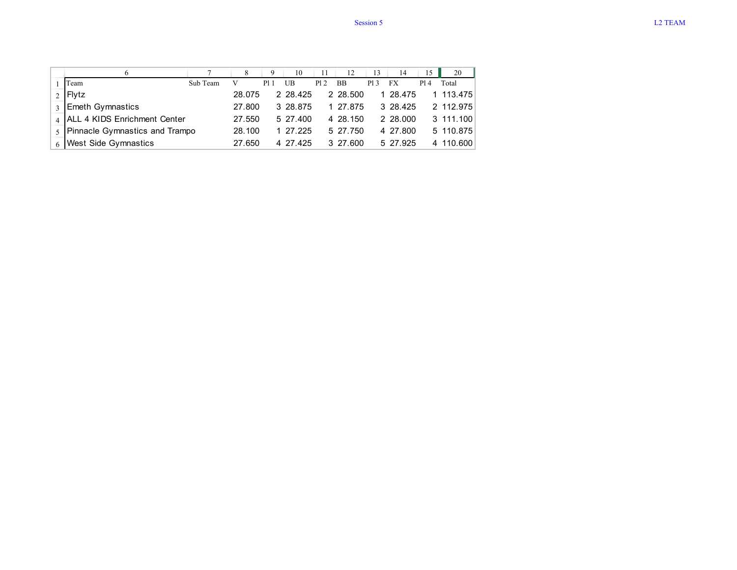Session 5

L2 TEAM

| | 6 | 7 | 8 | 9 | 10 | 11 | 12 | 13 | 14 | 15 | 20 |
|---|---|---|---|---|---|---|---|---|---|---|---|
| 1 | Team | Sub Team | V | Pl 1 | UB | Pl 2 | BB | Pl 3 | FX | Pl 4 | Total |
| 2 | Flytz | | 28.075 | 2 | 28.425 | 2 | 28.500 | 1 | 28.475 | 1 | 113.475 |
| 3 | Emeth Gymnastics | | 27.800 | 3 | 28.875 | 1 | 27.875 | 3 | 28.425 | 2 | 112.975 |
| 4 | ALL 4 KIDS Enrichment Center | | 27.550 | 5 | 27.400 | 4 | 28.150 | 2 | 28.000 | 3 | 111.100 |
| 5 | Pinnacle Gymnastics and Trampo | | 28.100 | 1 | 27.225 | 5 | 27.750 | 4 | 27.800 | 5 | 110.875 |
| 6 | West Side Gymnastics | | 27.650 | 4 | 27.425 | 3 | 27.600 | 5 | 27.925 | 4 | 110.600 |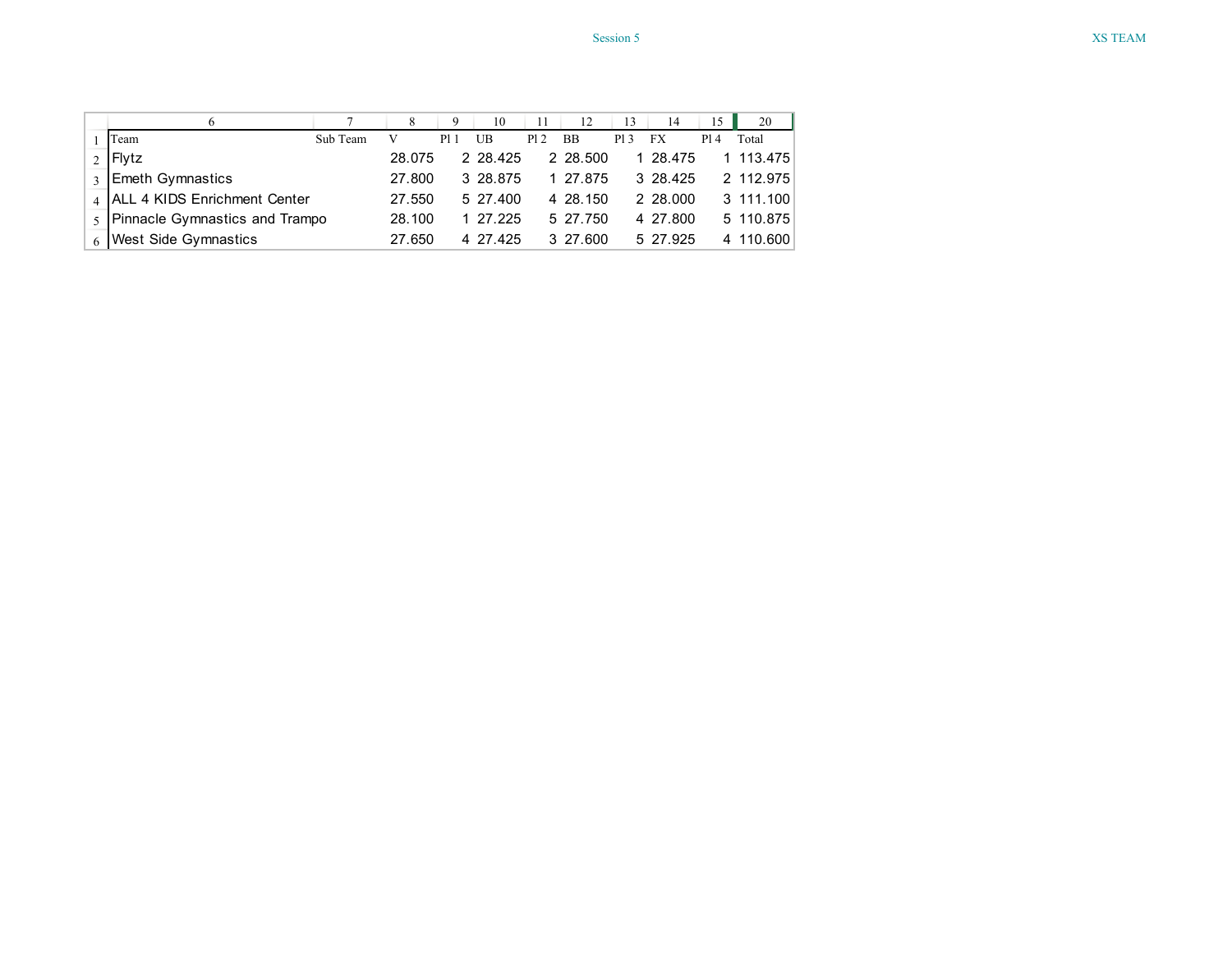Session 5

XS TEAM

| Team | Sub Team | V | Pl 1 | UB | Pl 2 | BB | Pl 3 | FX | Pl 4 | Total |
| --- | --- | --- | --- | --- | --- | --- | --- | --- | --- | --- |
| Flytz | | 28.075 | 2 | 28.425 | 2 | 28.500 | 1 | 28.475 | 1 | 113.475 |
| Emeth Gymnastics | | 27.800 | 3 | 28.875 | 1 | 27.875 | 3 | 28.425 | 2 | 112.975 |
| ALL 4 KIDS Enrichment Center | | 27.550 | 5 | 27.400 | 4 | 28.150 | 2 | 28.000 | 3 | 111.100 |
| Pinnacle Gymnastics and Trampo | | 28.100 | 1 | 27.225 | 5 | 27.750 | 4 | 27.800 | 5 | 110.875 |
| West Side Gymnastics | | 27.650 | 4 | 27.425 | 3 | 27.600 | 5 | 27.925 | 4 | 110.600 |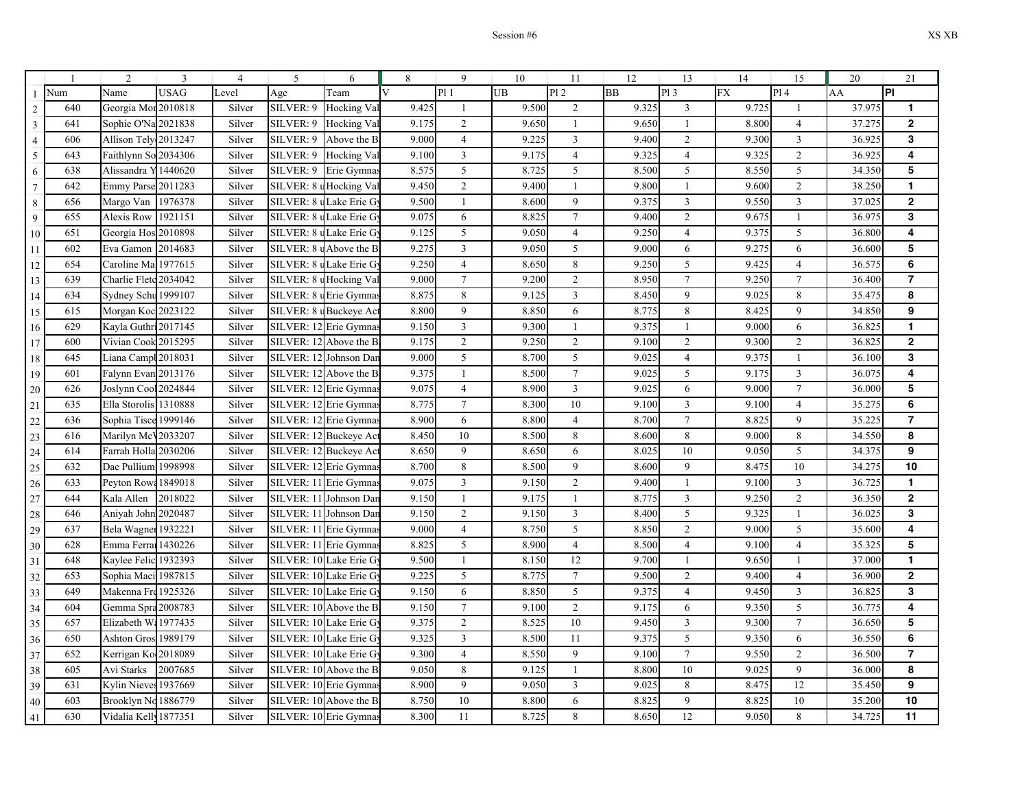Session #6

XS XB

| | 1 | 2 | 3 | 4 | 5 | 6 | 8 | 9 | 10 | 11 | 12 | 13 | 14 | 15 | 20 | 21 |
|---|---|---|---|---|---|---|---|---|---|---|---|---|---|---|---|---|
| 1 | Num | Name | USAG | Level | Age | Team | V | Pl 1 | UB | Pl 2 | BB | Pl 3 | FX | Pl 4 | AA | **Pl** |
| 2 | 640 | Georgia Mor | 2010818 | Silver | SILVER: 9 | Hocking Val | 9.425 | 1 | 9.500 | 2 | 9.325 | 3 | 9.725 | 1 | 37.975 | **1** |
| 3 | 641 | Sophie O'Na | 2021838 | Silver | SILVER: 9 | Hocking Val | 9.175 | 2 | 9.650 | 1 | 9.650 | 1 | 8.800 | 4 | 37.275 | **2** |
| 4 | 606 | Allison Tely | 2013247 | Silver | SILVER: 9 | Above the B | 9.000 | 4 | 9.225 | 3 | 9.400 | 2 | 9.300 | 3 | 36.925 | **3** |
| 5 | 643 | Faithlynn So | 2034306 | Silver | SILVER: 9 | Hocking Val | 9.100 | 3 | 9.175 | 4 | 9.325 | 4 | 9.325 | 2 | 36.925 | **4** |
| 6 | 638 | Alissandra Y | 1440620 | Silver | SILVER: 9 | Erie Gymnas | 8.575 | 5 | 8.725 | 5 | 8.500 | 5 | 8.550 | 5 | 34.350 | **5** |
| 7 | 642 | Emmy Parse | 2011283 | Silver | SILVER: 8 u | Hocking Val | 9.450 | 2 | 9.400 | 1 | 9.800 | 1 | 9.600 | 2 | 38.250 | **1** |
| 8 | 656 | Margo Van | 1976378 | Silver | SILVER: 8 u | Lake Erie Gy | 9.500 | 1 | 8.600 | 9 | 9.375 | 3 | 9.550 | 3 | 37.025 | **2** |
| 9 | 655 | Alexis Row | 1921151 | Silver | SILVER: 8 u | Lake Erie Gy | 9.075 | 6 | 8.825 | 7 | 9.400 | 2 | 9.675 | 1 | 36.975 | **3** |
| 10 | 651 | Georgia Hos | 2010898 | Silver | SILVER: 8 u | Lake Erie Gy | 9.125 | 5 | 9.050 | 4 | 9.250 | 4 | 9.375 | 5 | 36.800 | **4** |
| 11 | 602 | Eva Gamon | 2014683 | Silver | SILVER: 8 u | Above the B | 9.275 | 3 | 9.050 | 5 | 9.000 | 6 | 9.275 | 6 | 36.600 | **5** |
| 12 | 654 | Caroline Ma | 1977615 | Silver | SILVER: 8 u | Lake Erie Gy | 9.250 | 4 | 8.650 | 8 | 9.250 | 5 | 9.425 | 4 | 36.575 | **6** |
| 13 | 639 | Charlie Flet | 2034042 | Silver | SILVER: 8 u | Hocking Val | 9.000 | 7 | 9.200 | 2 | 8.950 | 7 | 9.250 | 7 | 36.400 | **7** |
| 14 | 634 | Sydney Schu | 1999107 | Silver | SILVER: 8 u | Erie Gymnas | 8.875 | 8 | 9.125 | 3 | 8.450 | 9 | 9.025 | 8 | 35.475 | **8** |
| 15 | 615 | Morgan Koc | 2023122 | Silver | SILVER: 8 u | Buckeye Act | 8.800 | 9 | 8.850 | 6 | 8.775 | 8 | 8.425 | 9 | 34.850 | **9** |
| 16 | 629 | Kayla Guthr | 2017145 | Silver | SILVER: 12 | Erie Gymnas | 9.150 | 3 | 9.300 | 1 | 9.375 | 1 | 9.000 | 6 | 36.825 | **1** |
| 17 | 600 | Vivian Cook | 2015295 | Silver | SILVER: 12 | Above the B | 9.175 | 2 | 9.250 | 2 | 9.100 | 2 | 9.300 | 2 | 36.825 | **2** |
| 18 | 645 | Liana Campl | 2018031 | Silver | SILVER: 12 | Johnson Dan | 9.000 | 5 | 8.700 | 5 | 9.025 | 4 | 9.375 | 1 | 36.100 | **3** |
| 19 | 601 | Falynn Evan | 2013176 | Silver | SILVER: 12 | Above the B | 9.375 | 1 | 8.500 | 7 | 9.025 | 5 | 9.175 | 3 | 36.075 | **4** |
| 20 | 626 | Joslynn Coo | 2024844 | Silver | SILVER: 12 | Erie Gymnas | 9.075 | 4 | 8.900 | 3 | 9.025 | 6 | 9.000 | 7 | 36.000 | **5** |
| 21 | 635 | Ella Storolis | 1310888 | Silver | SILVER: 12 | Erie Gymnas | 8.775 | 7 | 8.300 | 10 | 9.100 | 3 | 9.100 | 4 | 35.275 | **6** |
| 22 | 636 | Sophia Tisce | 1999146 | Silver | SILVER: 12 | Erie Gymnas | 8.900 | 6 | 8.800 | 4 | 8.700 | 7 | 8.825 | 9 | 35.225 | **7** |
| 23 | 616 | Marilyn Mc | 2033207 | Silver | SILVER: 12 | Buckeye Act | 8.450 | 10 | 8.500 | 8 | 8.600 | 8 | 9.000 | 8 | 34.550 | **8** |
| 24 | 614 | Farrah Holla | 2030206 | Silver | SILVER: 12 | Buckeye Act | 8.650 | 9 | 8.650 | 6 | 8.025 | 10 | 9.050 | 5 | 34.375 | **9** |
| 25 | 632 | Dae Pullium | 1998998 | Silver | SILVER: 12 | Erie Gymnas | 8.700 | 8 | 8.500 | 9 | 8.600 | 9 | 8.475 | 10 | 34.275 | **10** |
| 26 | 633 | Peyton Row | 1849018 | Silver | SILVER: 11 | Erie Gymnas | 9.075 | 3 | 9.150 | 2 | 9.400 | 1 | 9.100 | 3 | 36.725 | **1** |
| 27 | 644 | Kala Allen | 2018022 | Silver | SILVER: 11 | Johnson Dan | 9.150 | 1 | 9.175 | 1 | 8.775 | 3 | 9.250 | 2 | 36.350 | **2** |
| 28 | 646 | Aniyah John | 2020487 | Silver | SILVER: 11 | Johnson Dan | 9.150 | 2 | 9.150 | 3 | 8.400 | 5 | 9.325 | 1 | 36.025 | **3** |
| 29 | 637 | Bela Wagner | 1932221 | Silver | SILVER: 11 | Erie Gymnas | 9.000 | 4 | 8.750 | 5 | 8.850 | 2 | 9.000 | 5 | 35.600 | **4** |
| 30 | 628 | Emma Ferra | 1430226 | Silver | SILVER: 11 | Erie Gymnas | 8.825 | 5 | 8.900 | 4 | 8.500 | 4 | 9.100 | 4 | 35.325 | **5** |
| 31 | 648 | Kaylee Felic | 1932393 | Silver | SILVER: 10 | Lake Erie Gy | 9.500 | 1 | 8.150 | 12 | 9.700 | 1 | 9.650 | 1 | 37.000 | **1** |
| 32 | 653 | Sophia Maci | 1987815 | Silver | SILVER: 10 | Lake Erie Gy | 9.225 | 5 | 8.775 | 7 | 9.500 | 2 | 9.400 | 4 | 36.900 | **2** |
| 33 | 649 | Makenna Fr | 1925326 | Silver | SILVER: 10 | Lake Erie Gy | 9.150 | 6 | 8.850 | 5 | 9.375 | 4 | 9.450 | 3 | 36.825 | **3** |
| 34 | 604 | Gemma Spra | 2008783 | Silver | SILVER: 10 | Above the B | 9.150 | 7 | 9.100 | 2 | 9.175 | 6 | 9.350 | 5 | 36.775 | **4** |
| 35 | 657 | Elizabeth W | 1977435 | Silver | SILVER: 10 | Lake Erie Gy | 9.375 | 2 | 8.525 | 10 | 9.450 | 3 | 9.300 | 7 | 36.650 | **5** |
| 36 | 650 | Ashton Gros | 1989179 | Silver | SILVER: 10 | Lake Erie Gy | 9.325 | 3 | 8.500 | 11 | 9.375 | 5 | 9.350 | 6 | 36.550 | **6** |
| 37 | 652 | Kerrigan Ko | 2018089 | Silver | SILVER: 10 | Lake Erie Gy | 9.300 | 4 | 8.550 | 9 | 9.100 | 7 | 9.550 | 2 | 36.500 | **7** |
| 38 | 605 | Avi Starks | 2007685 | Silver | SILVER: 10 | Above the B | 9.050 | 8 | 9.125 | 1 | 8.800 | 10 | 9.025 | 9 | 36.000 | **8** |
| 39 | 631 | Kylin Nieves | 1937669 | Silver | SILVER: 10 | Erie Gymnas | 8.900 | 9 | 9.050 | 3 | 9.025 | 8 | 8.475 | 12 | 35.450 | **9** |
| 40 | 603 | Brooklyn No | 1886779 | Silver | SILVER: 10 | Above the B | 8.750 | 10 | 8.800 | 6 | 8.825 | 9 | 8.825 | 10 | 35.200 | **10** |
| 41 | 630 | Vidalia Kelly | 1877351 | Silver | SILVER: 10 | Erie Gymnas | 8.300 | 11 | 8.725 | 8 | 8.650 | 12 | 9.050 | 8 | 34.725 | **11** |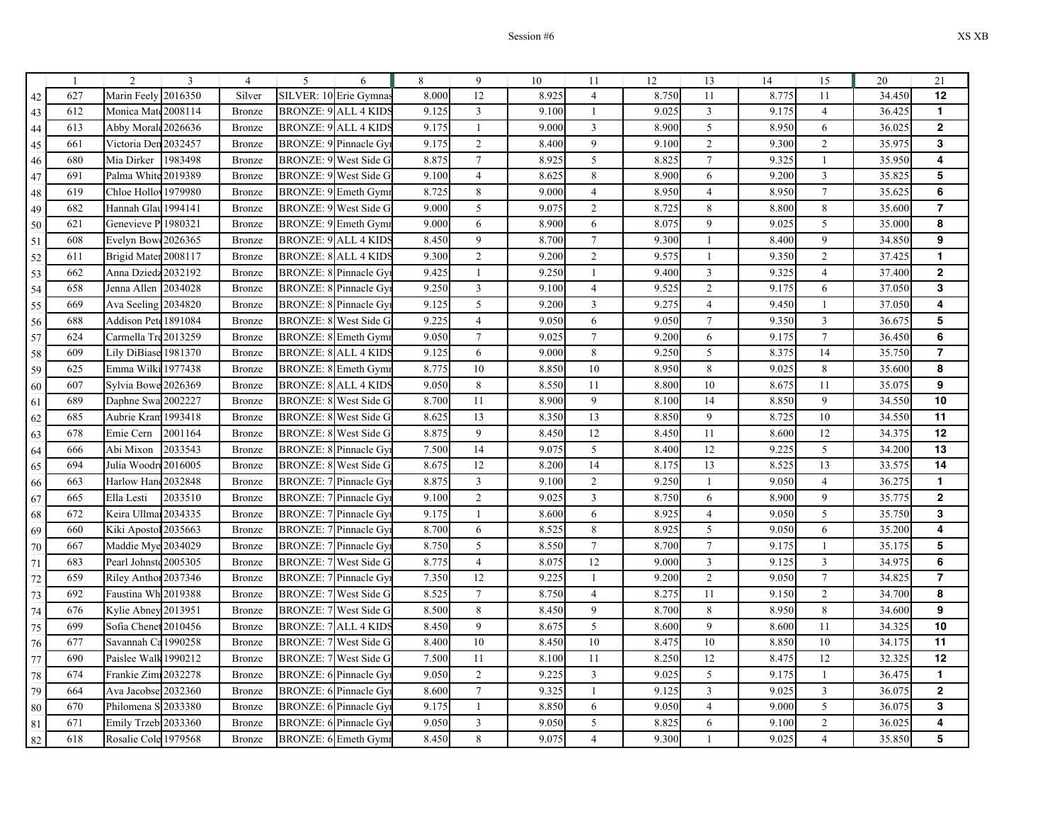Session #6

XS XB

| | 1 | 2 | 3 | 4 | 5 | 6 | 8 | 9 | 10 | 11 | 12 | 13 | 14 | 15 | 20 | 21 |
|---|---|---|---|---|---|---|---|---|---|---|---|---|---|---|---|---|
| 42 | 627 | Marin Feely | 2016350 | Silver | SILVER: 10 | Erie Gymnas | 8.000 | 12 | 8.925 | 4 | 8.750 | 11 | 8.775 | 11 | 34.450 | **12** |
| 43 | 612 | Monica Mat | 2008114 | Bronze | BRONZE: 9 | ALL 4 KIDS | 9.125 | 3 | 9.100 | 1 | 9.025 | 3 | 9.175 | 4 | 36.425 | **1** |
| 44 | 613 | Abby Moral | 2026636 | Bronze | BRONZE: 9 | ALL 4 KIDS | 9.175 | 1 | 9.000 | 3 | 8.900 | 5 | 8.950 | 6 | 36.025 | **2** |
| 45 | 661 | Victoria Den | 2032457 | Bronze | BRONZE: 9 | Pinnacle Gy | 9.175 | 2 | 8.400 | 9 | 9.100 | 2 | 9.300 | 2 | 35.975 | **3** |
| 46 | 680 | Mia Dirker | 1983498 | Bronze | BRONZE: 9 | West Side G | 8.875 | 7 | 8.925 | 5 | 8.825 | 7 | 9.325 | 1 | 35.950 | **4** |
| 47 | 691 | Palma White | 2019389 | Bronze | BRONZE: 9 | West Side G | 9.100 | 4 | 8.625 | 8 | 8.900 | 6 | 9.200 | 3 | 35.825 | **5** |
| 48 | 619 | Chloe Hollo | 1979980 | Bronze | BRONZE: 9 | Emeth Gymn | 8.725 | 8 | 9.000 | 4 | 8.950 | 4 | 8.950 | 7 | 35.625 | **6** |
| 49 | 682 | Hannah Gla | 1994141 | Bronze | BRONZE: 9 | West Side G | 9.000 | 5 | 9.075 | 2 | 8.725 | 8 | 8.800 | 8 | 35.600 | **7** |
| 50 | 621 | Genevieve P | 1980321 | Bronze | BRONZE: 9 | Emeth Gymn | 9.000 | 6 | 8.900 | 6 | 8.075 | 9 | 9.025 | 5 | 35.000 | **8** |
| 51 | 608 | Evelyn Bow | 2026365 | Bronze | BRONZE: 9 | ALL 4 KIDS | 8.450 | 9 | 8.700 | 7 | 9.300 | 1 | 8.400 | 9 | 34.850 | **9** |
| 52 | 611 | Brigid Mater | 2008117 | Bronze | BRONZE: 8 | ALL 4 KIDS | 9.300 | 2 | 9.200 | 2 | 9.575 | 1 | 9.350 | 2 | 37.425 | **1** |
| 53 | 662 | Anna Dzied | 2032192 | Bronze | BRONZE: 8 | Pinnacle Gy | 9.425 | 1 | 9.250 | 1 | 9.400 | 3 | 9.325 | 4 | 37.400 | **2** |
| 54 | 658 | Jenna Allen | 2034028 | Bronze | BRONZE: 8 | Pinnacle Gy | 9.250 | 3 | 9.100 | 4 | 9.525 | 2 | 9.175 | 6 | 37.050 | **3** |
| 55 | 669 | Ava Seeling | 2034820 | Bronze | BRONZE: 8 | Pinnacle Gy | 9.125 | 5 | 9.200 | 3 | 9.275 | 4 | 9.450 | 1 | 37.050 | **4** |
| 56 | 688 | Addison Pet | 1891084 | Bronze | BRONZE: 8 | West Side G | 9.225 | 4 | 9.050 | 6 | 9.050 | 7 | 9.350 | 3 | 36.675 | **5** |
| 57 | 624 | Carmella Tr | 2013259 | Bronze | BRONZE: 8 | Emeth Gymn | 9.050 | 7 | 9.025 | 7 | 9.200 | 6 | 9.175 | 7 | 36.450 | **6** |
| 58 | 609 | Lily DiBiase | 1981370 | Bronze | BRONZE: 8 | ALL 4 KIDS | 9.125 | 6 | 9.000 | 8 | 9.250 | 5 | 8.375 | 14 | 35.750 | **7** |
| 59 | 625 | Emma Wilki | 1977438 | Bronze | BRONZE: 8 | Emeth Gymn | 8.775 | 10 | 8.850 | 10 | 8.950 | 8 | 9.025 | 8 | 35.600 | **8** |
| 60 | 607 | Sylvia Bowe | 2026369 | Bronze | BRONZE: 8 | ALL 4 KIDS | 9.050 | 8 | 8.550 | 11 | 8.800 | 10 | 8.675 | 11 | 35.075 | **9** |
| 61 | 689 | Daphne Swa | 2002227 | Bronze | BRONZE: 8 | West Side G | 8.700 | 11 | 8.900 | 9 | 8.100 | 14 | 8.850 | 9 | 34.550 | **10** |
| 62 | 685 | Aubrie Kran | 1993418 | Bronze | BRONZE: 8 | West Side G | 8.625 | 13 | 8.350 | 13 | 8.850 | 9 | 8.725 | 10 | 34.550 | **11** |
| 63 | 678 | Emie Cern | 2001164 | Bronze | BRONZE: 8 | West Side G | 8.875 | 9 | 8.450 | 12 | 8.450 | 11 | 8.600 | 12 | 34.375 | **12** |
| 64 | 666 | Abi Mixon | 2033543 | Bronze | BRONZE: 8 | Pinnacle Gy | 7.500 | 14 | 9.075 | 5 | 8.400 | 12 | 9.225 | 5 | 34.200 | **13** |
| 65 | 694 | Julia Woodr | 2016005 | Bronze | BRONZE: 8 | West Side G | 8.675 | 12 | 8.200 | 14 | 8.175 | 13 | 8.525 | 13 | 33.575 | **14** |
| 66 | 663 | Harlow Han | 2032848 | Bronze | BRONZE: 7 | Pinnacle Gy | 8.875 | 3 | 9.100 | 2 | 9.250 | 1 | 9.050 | 4 | 36.275 | **1** |
| 67 | 665 | Ella Lesti | 2033510 | Bronze | BRONZE: 7 | Pinnacle Gy | 9.100 | 2 | 9.025 | 3 | 8.750 | 6 | 8.900 | 9 | 35.775 | **2** |
| 68 | 672 | Keira Ullma | 2034335 | Bronze | BRONZE: 7 | Pinnacle Gy | 9.175 | 1 | 8.600 | 6 | 8.925 | 4 | 9.050 | 5 | 35.750 | **3** |
| 69 | 660 | Kiki Apostol | 2035663 | Bronze | BRONZE: 7 | Pinnacle Gy | 8.700 | 6 | 8.525 | 8 | 8.925 | 5 | 9.050 | 6 | 35.200 | **4** |
| 70 | 667 | Maddie Mye | 2034029 | Bronze | BRONZE: 7 | Pinnacle Gy | 8.750 | 5 | 8.550 | 7 | 8.700 | 7 | 9.175 | 1 | 35.175 | **5** |
| 71 | 683 | Pearl Johnst | 2005305 | Bronze | BRONZE: 7 | West Side G | 8.775 | 4 | 8.075 | 12 | 9.000 | 3 | 9.125 | 3 | 34.975 | **6** |
| 72 | 659 | Riley Antho | 2037346 | Bronze | BRONZE: 7 | Pinnacle Gy | 7.350 | 12 | 9.225 | 1 | 9.200 | 2 | 9.050 | 7 | 34.825 | **7** |
| 73 | 692 | Faustina Wh | 2019388 | Bronze | BRONZE: 7 | West Side G | 8.525 | 7 | 8.750 | 4 | 8.275 | 11 | 9.150 | 2 | 34.700 | **8** |
| 74 | 676 | Kylie Abney | 2013951 | Bronze | BRONZE: 7 | West Side G | 8.500 | 8 | 8.450 | 9 | 8.700 | 8 | 8.950 | 8 | 34.600 | **9** |
| 75 | 699 | Sofia Chene | 2010456 | Bronze | BRONZE: 7 | ALL 4 KIDS | 8.450 | 9 | 8.675 | 5 | 8.600 | 9 | 8.600 | 11 | 34.325 | **10** |
| 76 | 677 | Savannah Ca | 1990258 | Bronze | BRONZE: 7 | West Side G | 8.400 | 10 | 8.450 | 10 | 8.475 | 10 | 8.850 | 10 | 34.175 | **11** |
| 77 | 690 | Paislee Wal | 1990212 | Bronze | BRONZE: 7 | West Side G | 7.500 | 11 | 8.100 | 11 | 8.250 | 12 | 8.475 | 12 | 32.325 | **12** |
| 78 | 674 | Frankie Zim | 2032278 | Bronze | BRONZE: 6 | Pinnacle Gy | 9.050 | 2 | 9.225 | 3 | 9.025 | 5 | 9.175 | 1 | 36.475 | **1** |
| 79 | 664 | Ava Jacobse | 2032360 | Bronze | BRONZE: 6 | Pinnacle Gy | 8.600 | 7 | 9.325 | 1 | 9.125 | 3 | 9.025 | 3 | 36.075 | **2** |
| 80 | 670 | Philomena S | 2033380 | Bronze | BRONZE: 6 | Pinnacle Gy | 9.175 | 1 | 8.850 | 6 | 9.050 | 4 | 9.000 | 5 | 36.075 | **3** |
| 81 | 671 | Emily Trzeb | 2033360 | Bronze | BRONZE: 6 | Pinnacle Gy | 9.050 | 3 | 9.050 | 5 | 8.825 | 6 | 9.100 | 2 | 36.025 | **4** |
| 82 | 618 | Rosalie Cole | 1979568 | Bronze | BRONZE: 6 | Emeth Gymn | 8.450 | 8 | 9.075 | 4 | 9.300 | 1 | 9.025 | 4 | 35.850 | **5** |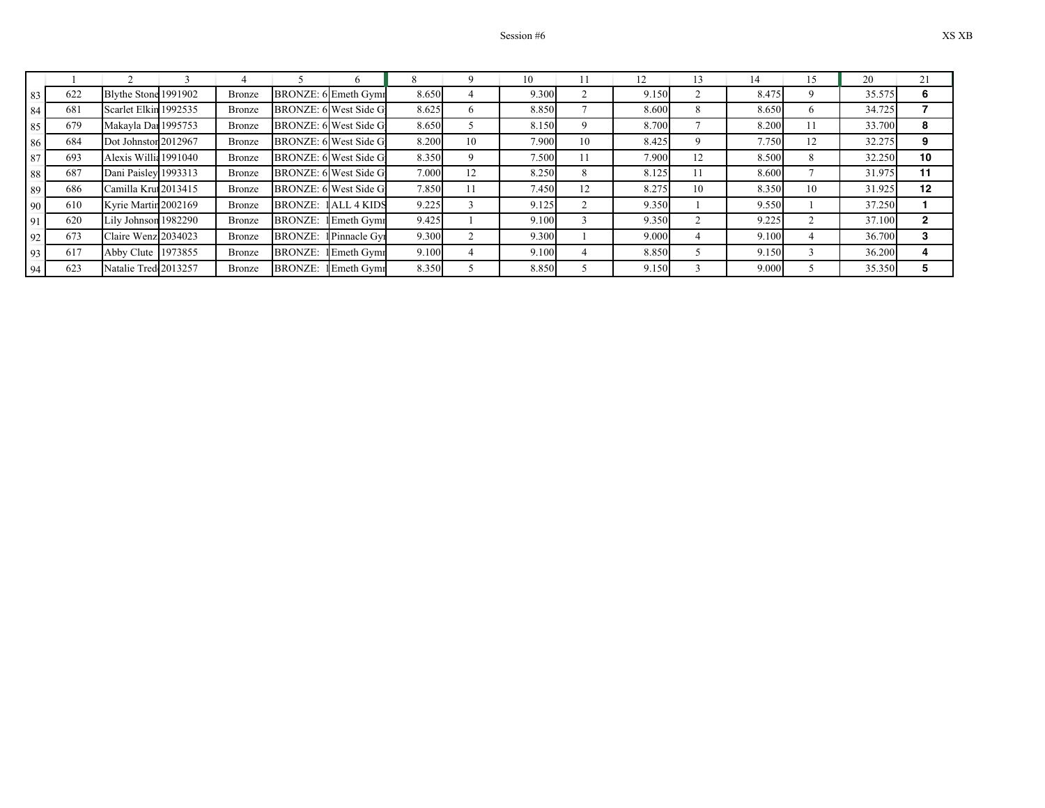Session #6

XS XB

| | 1 | 2 | 3 | 4 | 5 | 6 | 8 | 9 | 10 | 11 | 12 | 13 | 14 | 15 | 20 | 21 |
|---|---|---|---|---|---|---|---|---|---|---|---|---|---|---|---|---|
| 83 | 622 | Blythe Stone | 1991902 | Bronze | BRONZE: 6 | Emeth Gymn | 8.650 | 4 | 9.300 | 2 | 9.150 | 2 | 8.475 | 9 | 35.575 | **6** |
| 84 | 681 | Scarlet Elkin | 1992535 | Bronze | BRONZE: 6 | West Side G | 8.625 | 6 | 8.850 | 7 | 8.600 | 8 | 8.650 | 6 | 34.725 | **7** |
| 85 | 679 | Makayla Dan | 1995753 | Bronze | BRONZE: 6 | West Side G | 8.650 | 5 | 8.150 | 9 | 8.700 | 7 | 8.200 | 11 | 33.700 | **8** |
| 86 | 684 | Dot Johnston | 2012967 | Bronze | BRONZE: 6 | West Side G | 8.200 | 10 | 7.900 | 10 | 8.425 | 9 | 7.750 | 12 | 32.275 | **9** |
| 87 | 693 | Alexis Willia | 1991040 | Bronze | BRONZE: 6 | West Side G | 8.350 | 9 | 7.500 | 11 | 7.900 | 12 | 8.500 | 8 | 32.250 | **10** |
| 88 | 687 | Dani Paisley | 1993313 | Bronze | BRONZE: 6 | West Side G | 7.000 | 12 | 8.250 | 8 | 8.125 | 11 | 8.600 | 7 | 31.975 | **11** |
| 89 | 686 | Camilla Krut | 2013415 | Bronze | BRONZE: 6 | West Side G | 7.850 | 11 | 7.450 | 12 | 8.275 | 10 | 8.350 | 10 | 31.925 | **12** |
| 90 | 610 | Kyrie Martin | 2002169 | Bronze | BRONZE: 1 | ALL 4 KIDS | 9.225 | 3 | 9.125 | 2 | 9.350 | 1 | 9.550 | 1 | 37.250 | **1** |
| 91 | 620 | Lily Johnson | 1982290 | Bronze | BRONZE: 1 | Emeth Gymn | 9.425 | 1 | 9.100 | 3 | 9.350 | 2 | 9.225 | 2 | 37.100 | **2** |
| 92 | 673 | Claire Wenz | 2034023 | Bronze | BRONZE: 1 | Pinnacle Gy | 9.300 | 2 | 9.300 | 1 | 9.000 | 4 | 9.100 | 4 | 36.700 | **3** |
| 93 | 617 | Abby Clute | 1973855 | Bronze | BRONZE: 1 | Emeth Gymn | 9.100 | 4 | 9.100 | 4 | 8.850 | 5 | 9.150 | 3 | 36.200 | **4** |
| 94 | 623 | Natalie Tred | 2013257 | Bronze | BRONZE: 1 | Emeth Gymn | 8.350 | 5 | 8.850 | 5 | 9.150 | 3 | 9.000 | 5 | 35.350 | **5** |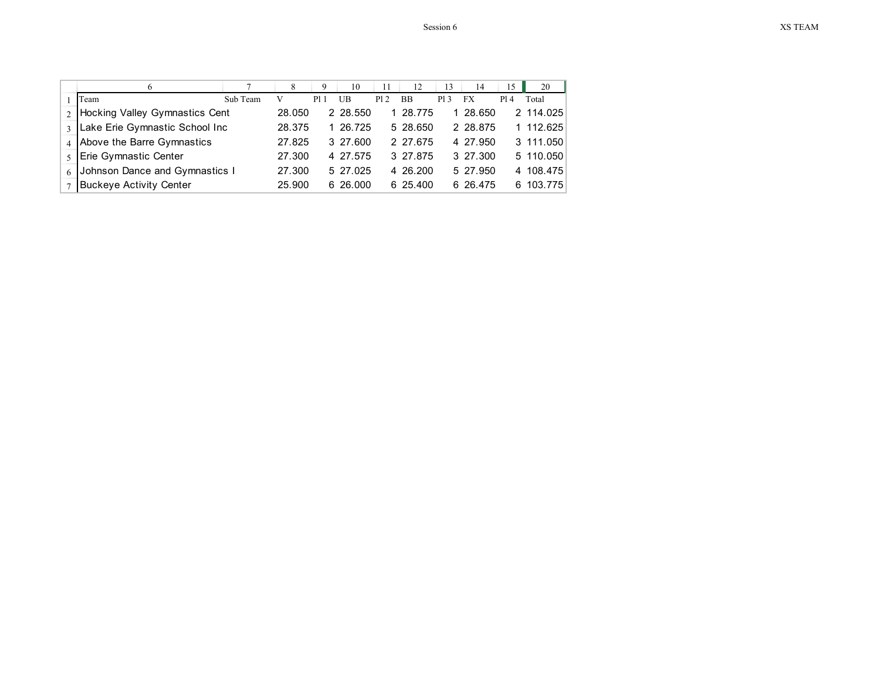Session 6

XS TEAM

| Team | Sub Team | V | Pl 1 | UB | Pl 2 | BB | Pl 3 | FX | Pl 4 | Total |
|---|---|---|---|---|---|---|---|---|---|---|
| Hocking Valley Gymnastics Cent | | 28.050 | 2 | 28.550 | 1 | 28.775 | 1 | 28.650 | 2 | 114.025 |
| Lake Erie Gymnastic School Inc | | 28.375 | 1 | 26.725 | 5 | 28.650 | 2 | 28.875 | 1 | 112.625 |
| Above the Barre Gymnastics | | 27.825 | 3 | 27.600 | 2 | 27.675 | 4 | 27.950 | 3 | 111.050 |
| Erie Gymnastic Center | | 27.300 | 4 | 27.575 | 3 | 27.875 | 3 | 27.300 | 5 | 110.050 |
| Johnson Dance and Gymnastics I | | 27.300 | 5 | 27.025 | 4 | 26.200 | 5 | 27.950 | 4 | 108.475 |
| Buckeye Activity Center | | 25.900 | 6 | 26.000 | 6 | 25.400 | 6 | 26.475 | 6 | 103.775 |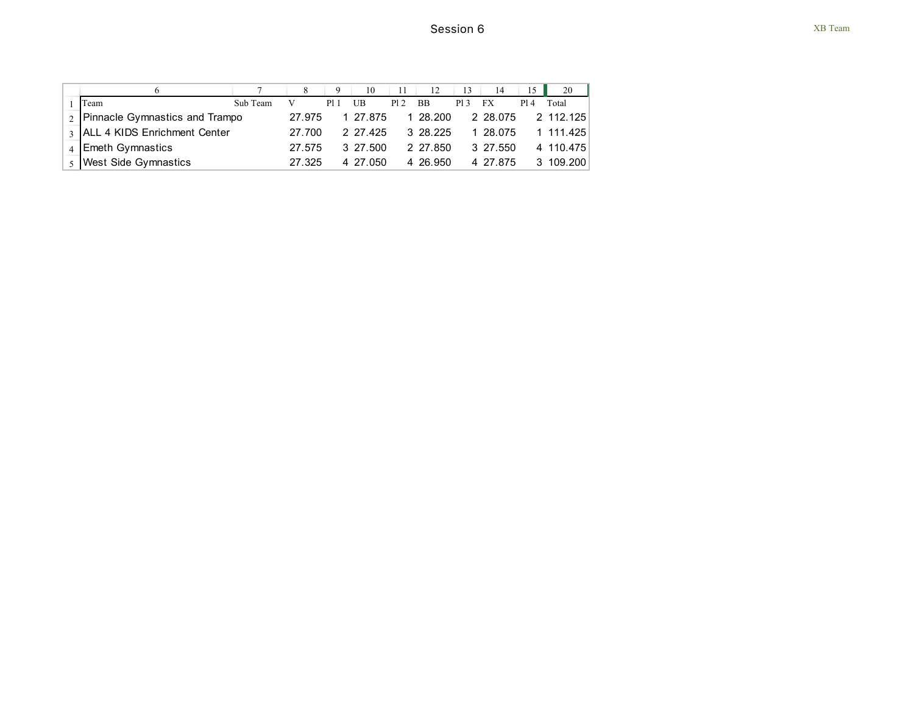# Session 6

XB Team

| Team | Sub Team | V | Pl 1 | UB | Pl 2 | BB | Pl 3 | FX | Pl 4 | Total |
|---|---|---|---|---|---|---|---|---|---|---|
| Pinnacle Gymnastics and Trampo | | 27.975 | 1 | 27.875 | 1 | 28.200 | 2 | 28.075 | 2 | 112.125 |
| ALL 4 KIDS Enrichment Center | | 27.700 | 2 | 27.425 | 3 | 28.225 | 1 | 28.075 | 1 | 111.425 |
| Emeth Gymnastics | | 27.575 | 3 | 27.500 | 2 | 27.850 | 3 | 27.550 | 4 | 110.475 |
| West Side Gymnastics | | 27.325 | 4 | 27.050 | 4 | 26.950 | 4 | 27.875 | 3 | 109.200 |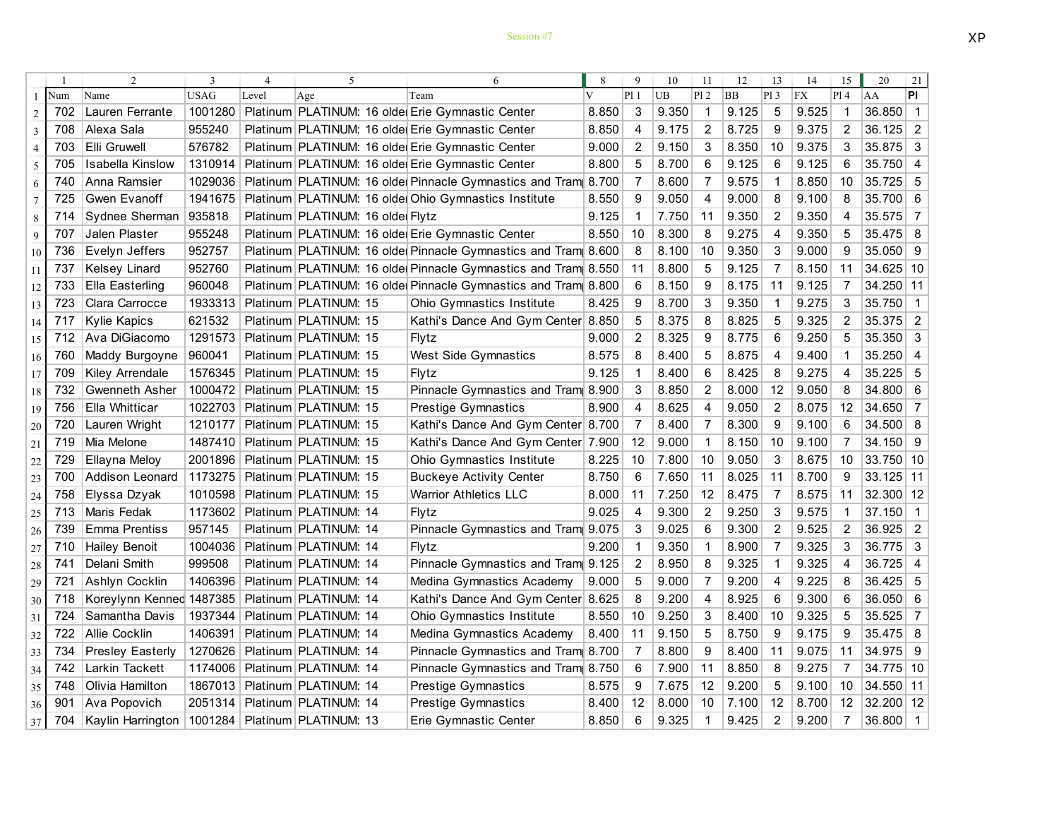Session #7

XP

| Num | Name | USAG | Level | Age | Team | V | Pl 1 | UB | Pl 2 | BB | Pl 3 | FX | Pl 4 | AA | Pl |
|---|---|---|---|---|---|---|---|---|---|---|---|---|---|---|---|
| 702 | Lauren Ferrante | 1001280 | Platinum | PLATINUM: 16 older | Erie Gymnastic Center | 8.850 | 3 | 9.350 | 1 | 9.125 | 5 | 9.525 | 1 | 36.850 | 1 |
| 708 | Alexa Sala | 955240 | Platinum | PLATINUM: 16 older | Erie Gymnastic Center | 8.850 | 4 | 9.175 | 2 | 8.725 | 9 | 9.375 | 2 | 36.125 | 2 |
| 703 | Elli Gruwell | 576782 | Platinum | PLATINUM: 16 older | Erie Gymnastic Center | 9.000 | 2 | 9.150 | 3 | 8.350 | 10 | 9.375 | 3 | 35.875 | 3 |
| 705 | Isabella Kinslow | 1310914 | Platinum | PLATINUM: 16 older | Erie Gymnastic Center | 8.800 | 5 | 8.700 | 6 | 9.125 | 6 | 9.125 | 6 | 35.750 | 4 |
| 740 | Anna Ramsier | 1029036 | Platinum | PLATINUM: 16 older | Pinnacle Gymnastics and Tramp | 8.700 | 7 | 8.600 | 7 | 9.575 | 1 | 8.850 | 10 | 35.725 | 5 |
| 725 | Gwen Evanoff | 1941675 | Platinum | PLATINUM: 16 older | Ohio Gymnastics Institute | 8.550 | 9 | 9.050 | 4 | 9.000 | 8 | 9.100 | 8 | 35.700 | 6 |
| 714 | Sydnee Sherman | 935818 | Platinum | PLATINUM: 16 older | Flytz | 9.125 | 1 | 7.750 | 11 | 9.350 | 2 | 9.350 | 4 | 35.575 | 7 |
| 707 | Jalen Plaster | 955248 | Platinum | PLATINUM: 16 older | Erie Gymnastic Center | 8.550 | 10 | 8.300 | 8 | 9.275 | 4 | 9.350 | 5 | 35.475 | 8 |
| 736 | Evelyn Jeffers | 952757 | Platinum | PLATINUM: 16 older | Pinnacle Gymnastics and Tramp | 8.600 | 8 | 8.100 | 10 | 9.350 | 3 | 9.000 | 9 | 35.050 | 9 |
| 737 | Kelsey Linard | 952760 | Platinum | PLATINUM: 16 older | Pinnacle Gymnastics and Tramp | 8.550 | 11 | 8.800 | 5 | 9.125 | 7 | 8.150 | 11 | 34.625 | 10 |
| 733 | Ella Easterling | 960048 | Platinum | PLATINUM: 16 older | Pinnacle Gymnastics and Tramp | 8.800 | 6 | 8.150 | 9 | 8.175 | 11 | 9.125 | 7 | 34.250 | 11 |
| 723 | Clara Carrocce | 1933313 | Platinum | PLATINUM: 15 | Ohio Gymnastics Institute | 8.425 | 9 | 8.700 | 3 | 9.350 | 1 | 9.275 | 3 | 35.750 | 1 |
| 717 | Kylie Kapics | 621532 | Platinum | PLATINUM: 15 | Kathi's Dance And Gym Center | 8.850 | 5 | 8.375 | 8 | 8.825 | 5 | 9.325 | 2 | 35.375 | 2 |
| 712 | Ava DiGiacomo | 1291573 | Platinum | PLATINUM: 15 | Flytz | 9.000 | 2 | 8.325 | 9 | 8.775 | 6 | 9.250 | 5 | 35.350 | 3 |
| 760 | Maddy Burgoyne | 960041 | Platinum | PLATINUM: 15 | West Side Gymnastics | 8.575 | 8 | 8.400 | 5 | 8.875 | 4 | 9.400 | 1 | 35.250 | 4 |
| 709 | Kiley Arrendale | 1576345 | Platinum | PLATINUM: 15 | Flytz | 9.125 | 1 | 8.400 | 6 | 8.425 | 8 | 9.275 | 4 | 35.225 | 5 |
| 732 | Gwenneth Asher | 1000472 | Platinum | PLATINUM: 15 | Pinnacle Gymnastics and Tramp | 8.900 | 3 | 8.850 | 2 | 8.000 | 12 | 9.050 | 8 | 34.800 | 6 |
| 756 | Ella Whitticar | 1022703 | Platinum | PLATINUM: 15 | Prestige Gymnastics | 8.900 | 4 | 8.625 | 4 | 9.050 | 2 | 8.075 | 12 | 34.650 | 7 |
| 720 | Lauren Wright | 1210177 | Platinum | PLATINUM: 15 | Kathi's Dance And Gym Center | 8.700 | 7 | 8.400 | 7 | 8.300 | 9 | 9.100 | 6 | 34.500 | 8 |
| 719 | Mia Melone | 1487410 | Platinum | PLATINUM: 15 | Kathi's Dance And Gym Center | 7.900 | 12 | 9.000 | 1 | 8.150 | 10 | 9.100 | 7 | 34.150 | 9 |
| 729 | Ellayna Meloy | 2001896 | Platinum | PLATINUM: 15 | Ohio Gymnastics Institute | 8.225 | 10 | 7.800 | 10 | 9.050 | 3 | 8.675 | 10 | 33.750 | 10 |
| 700 | Addison Leonard | 1173275 | Platinum | PLATINUM: 15 | Buckeye Activity Center | 8.750 | 6 | 7.650 | 11 | 8.025 | 11 | 8.700 | 9 | 33.125 | 11 |
| 758 | Elyssa Dzyak | 1010598 | Platinum | PLATINUM: 15 | Warrior Athletics LLC | 8.000 | 11 | 7.250 | 12 | 8.475 | 7 | 8.575 | 11 | 32.300 | 12 |
| 713 | Maris Fedak | 1173602 | Platinum | PLATINUM: 14 | Flytz | 9.025 | 4 | 9.300 | 2 | 9.250 | 3 | 9.575 | 1 | 37.150 | 1 |
| 739 | Emma Prentiss | 957145 | Platinum | PLATINUM: 14 | Pinnacle Gymnastics and Tramp | 9.075 | 3 | 9.025 | 6 | 9.300 | 2 | 9.525 | 2 | 36.925 | 2 |
| 710 | Hailey Benoit | 1004036 | Platinum | PLATINUM: 14 | Flytz | 9.200 | 1 | 9.350 | 1 | 8.900 | 7 | 9.325 | 3 | 36.775 | 3 |
| 741 | Delani Smith | 999508 | Platinum | PLATINUM: 14 | Pinnacle Gymnastics and Tramp | 9.125 | 2 | 8.950 | 8 | 9.325 | 1 | 9.325 | 4 | 36.725 | 4 |
| 721 | Ashlyn Cocklin | 1406396 | Platinum | PLATINUM: 14 | Medina Gymnastics Academy | 9.000 | 5 | 9.000 | 7 | 9.200 | 4 | 9.225 | 8 | 36.425 | 5 |
| 718 | Koreylynn Kenned | 1487385 | Platinum | PLATINUM: 14 | Kathi's Dance And Gym Center | 8.625 | 8 | 9.200 | 4 | 8.925 | 6 | 9.300 | 6 | 36.050 | 6 |
| 724 | Samantha Davis | 1937344 | Platinum | PLATINUM: 14 | Ohio Gymnastics Institute | 8.550 | 10 | 9.250 | 3 | 8.400 | 10 | 9.325 | 5 | 35.525 | 7 |
| 722 | Allie Cocklin | 1406391 | Platinum | PLATINUM: 14 | Medina Gymnastics Academy | 8.400 | 11 | 9.150 | 5 | 8.750 | 9 | 9.175 | 9 | 35.475 | 8 |
| 734 | Presley Easterly | 1270626 | Platinum | PLATINUM: 14 | Pinnacle Gymnastics and Tramp | 8.700 | 7 | 8.800 | 9 | 8.400 | 11 | 9.075 | 11 | 34.975 | 9 |
| 742 | Larkin Tackett | 1174006 | Platinum | PLATINUM: 14 | Pinnacle Gymnastics and Tramp | 8.750 | 6 | 7.900 | 11 | 8.850 | 8 | 9.275 | 7 | 34.775 | 10 |
| 748 | Olivia Hamilton | 1867013 | Platinum | PLATINUM: 14 | Prestige Gymnastics | 8.575 | 9 | 7.675 | 12 | 9.200 | 5 | 9.100 | 10 | 34.550 | 11 |
| 901 | Ava Popovich | 2051314 | Platinum | PLATINUM: 14 | Prestige Gymnastics | 8.400 | 12 | 8.000 | 10 | 7.100 | 12 | 8.700 | 12 | 32.200 | 12 |
| 704 | Kaylin Harrington | 1001284 | Platinum | PLATINUM: 13 | Erie Gymnastic Center | 8.850 | 6 | 9.325 | 1 | 9.425 | 2 | 9.200 | 7 | 36.800 | 1 |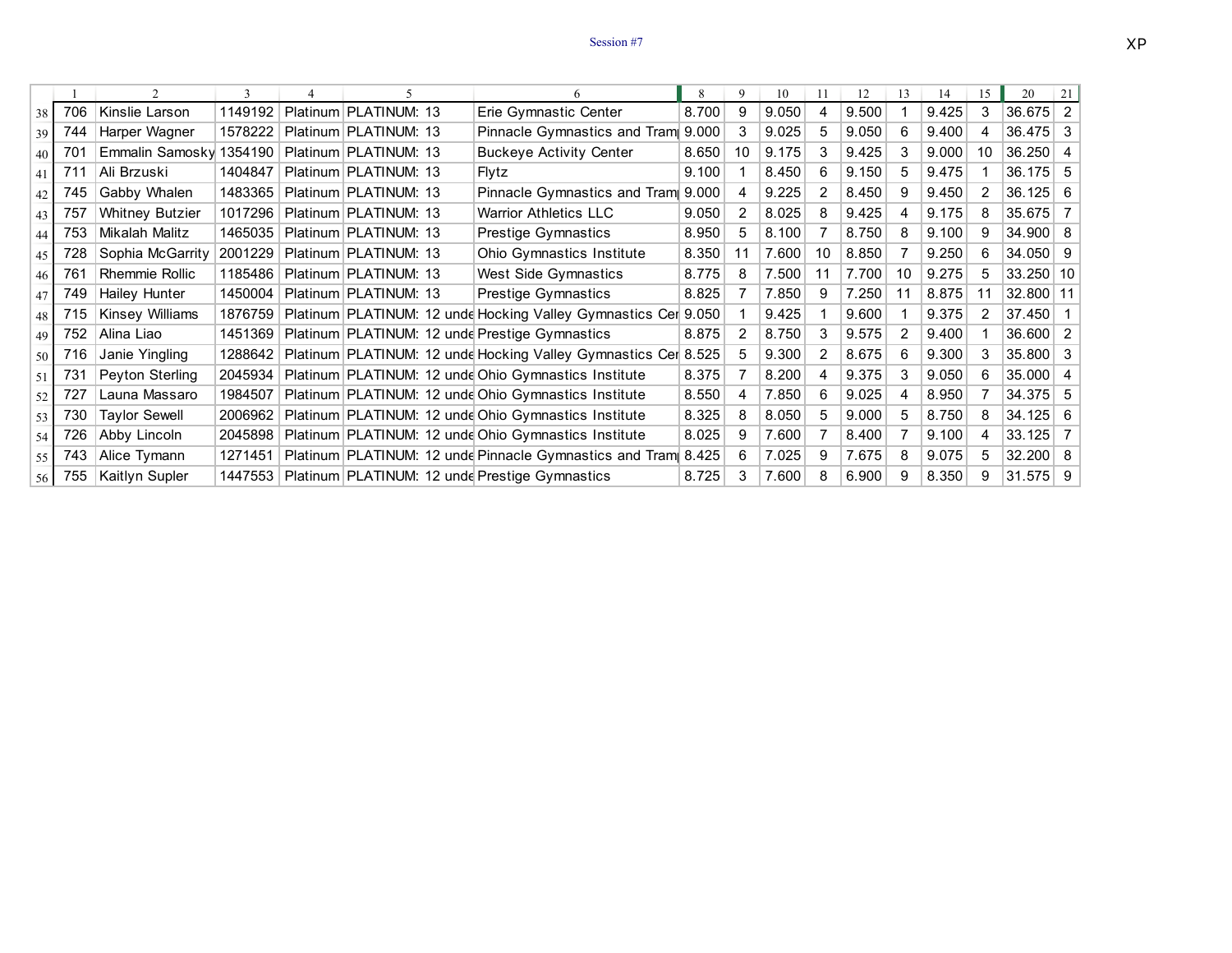Session #7

XP

| | 1 | 2 | 3 | 4 | 5 | 6 | 8 | 9 | 10 | 11 | 12 | 13 | 14 | 15 | 20 | 21 |
|---|---|---|---|---|---|---|---|---|---|---|---|---|---|---|---|---|
| 38 | 706 | Kinslie Larson | 1149192 | Platinum | PLATINUM: 13 | Erie Gymnastic Center | 8.700 | 9 | 9.050 | 4 | 9.500 | 1 | 9.425 | 3 | 36.675 | 2 |
| 39 | 744 | Harper Wagner | 1578222 | Platinum | PLATINUM: 13 | Pinnacle Gymnastics and Tram | 9.000 | 3 | 9.025 | 5 | 9.050 | 6 | 9.400 | 4 | 36.475 | 3 |
| 40 | 701 | Emmalin Samosky | 1354190 | Platinum | PLATINUM: 13 | Buckeye Activity Center | 8.650 | 10 | 9.175 | 3 | 9.425 | 3 | 9.000 | 10 | 36.250 | 4 |
| 41 | 711 | Ali Brzuski | 1404847 | Platinum | PLATINUM: 13 | Flytz | 9.100 | 1 | 8.450 | 6 | 9.150 | 5 | 9.475 | 1 | 36.175 | 5 |
| 42 | 745 | Gabby Whalen | 1483365 | Platinum | PLATINUM: 13 | Pinnacle Gymnastics and Tram | 9.000 | 4 | 9.225 | 2 | 8.450 | 9 | 9.450 | 2 | 36.125 | 6 |
| 43 | 757 | Whitney Butzier | 1017296 | Platinum | PLATINUM: 13 | Warrior Athletics LLC | 9.050 | 2 | 8.025 | 8 | 9.425 | 4 | 9.175 | 8 | 35.675 | 7 |
| 44 | 753 | Mikalah Malitz | 1465035 | Platinum | PLATINUM: 13 | Prestige Gymnastics | 8.950 | 5 | 8.100 | 7 | 8.750 | 8 | 9.100 | 9 | 34.900 | 8 |
| 45 | 728 | Sophia McGarrity | 2001229 | Platinum | PLATINUM: 13 | Ohio Gymnastics Institute | 8.350 | 11 | 7.600 | 10 | 8.850 | 7 | 9.250 | 6 | 34.050 | 9 |
| 46 | 761 | Rhemmie Rollic | 1185486 | Platinum | PLATINUM: 13 | West Side Gymnastics | 8.775 | 8 | 7.500 | 11 | 7.700 | 10 | 9.275 | 5 | 33.250 | 10 |
| 47 | 749 | Hailey Hunter | 1450004 | Platinum | PLATINUM: 13 | Prestige Gymnastics | 8.825 | 7 | 7.850 | 9 | 7.250 | 11 | 8.875 | 11 | 32.800 | 11 |
| 48 | 715 | Kinsey Williams | 1876759 | Platinum | PLATINUM: 12 unde | Hocking Valley Gymnastics Cer | 9.050 | 1 | 9.425 | 1 | 9.600 | 1 | 9.375 | 2 | 37.450 | 1 |
| 49 | 752 | Alina Liao | 1451369 | Platinum | PLATINUM: 12 unde | Prestige Gymnastics | 8.875 | 2 | 8.750 | 3 | 9.575 | 2 | 9.400 | 1 | 36.600 | 2 |
| 50 | 716 | Janie Yingling | 1288642 | Platinum | PLATINUM: 12 unde | Hocking Valley Gymnastics Cer | 8.525 | 5 | 9.300 | 2 | 8.675 | 6 | 9.300 | 3 | 35.800 | 3 |
| 51 | 731 | Peyton Sterling | 2045934 | Platinum | PLATINUM: 12 unde | Ohio Gymnastics Institute | 8.375 | 7 | 8.200 | 4 | 9.375 | 3 | 9.050 | 6 | 35.000 | 4 |
| 52 | 727 | Launa Massaro | 1984507 | Platinum | PLATINUM: 12 unde | Ohio Gymnastics Institute | 8.550 | 4 | 7.850 | 6 | 9.025 | 4 | 8.950 | 7 | 34.375 | 5 |
| 53 | 730 | Taylor Sewell | 2006962 | Platinum | PLATINUM: 12 unde | Ohio Gymnastics Institute | 8.325 | 8 | 8.050 | 5 | 9.000 | 5 | 8.750 | 8 | 34.125 | 6 |
| 54 | 726 | Abby Lincoln | 2045898 | Platinum | PLATINUM: 12 unde | Ohio Gymnastics Institute | 8.025 | 9 | 7.600 | 7 | 8.400 | 7 | 9.100 | 4 | 33.125 | 7 |
| 55 | 743 | Alice Tymann | 1271451 | Platinum | PLATINUM: 12 unde | Pinnacle Gymnastics and Tram | 8.425 | 6 | 7.025 | 9 | 7.675 | 8 | 9.075 | 5 | 32.200 | 8 |
| 56 | 755 | Kaitlyn Supler | 1447553 | Platinum | PLATINUM: 12 unde | Prestige Gymnastics | 8.725 | 3 | 7.600 | 8 | 6.900 | 9 | 8.350 | 9 | 31.575 | 9 |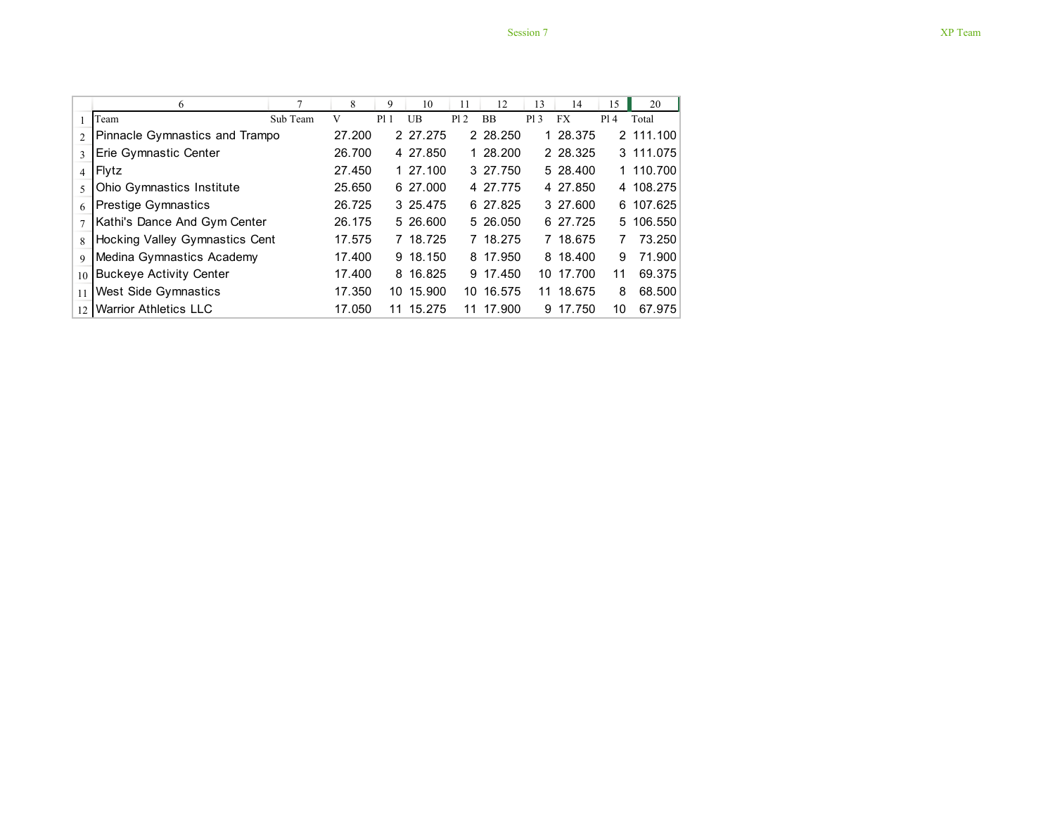Session 7

XP Team

| Team | Sub Team | V | Pl 1 | UB | Pl 2 | BB | Pl 3 | FX | Pl 4 | Total |
|---|---|---|---|---|---|---|---|---|---|---|
| Pinnacle Gymnastics and Trampo | | 27.200 | 2 | 27.275 | 2 | 28.250 | 1 | 28.375 | 2 | 111.100 |
| Erie Gymnastic Center | | 26.700 | 4 | 27.850 | 1 | 28.200 | 2 | 28.325 | 3 | 111.075 |
| Flytz | | 27.450 | 1 | 27.100 | 3 | 27.750 | 5 | 28.400 | 1 | 110.700 |
| Ohio Gymnastics Institute | | 25.650 | 6 | 27.000 | 4 | 27.775 | 4 | 27.850 | 4 | 108.275 |
| Prestige Gymnastics | | 26.725 | 3 | 25.475 | 6 | 27.825 | 3 | 27.600 | 6 | 107.625 |
| Kathi's Dance And Gym Center | | 26.175 | 5 | 26.600 | 5 | 26.050 | 6 | 27.725 | 5 | 106.550 |
| Hocking Valley Gymnastics Cent | | 17.575 | 7 | 18.725 | 7 | 18.275 | 7 | 18.675 | 7 | 73.250 |
| Medina Gymnastics Academy | | 17.400 | 9 | 18.150 | 8 | 17.950 | 8 | 18.400 | 9 | 71.900 |
| Buckeye Activity Center | | 17.400 | 8 | 16.825 | 9 | 17.450 | 10 | 17.700 | 11 | 69.375 |
| West Side Gymnastics | | 17.350 | 10 | 15.900 | 10 | 16.575 | 11 | 18.675 | 8 | 68.500 |
| Warrior Athletics LLC | | 17.050 | 11 | 15.275 | 11 | 17.900 | 9 | 17.750 | 10 | 67.975 |